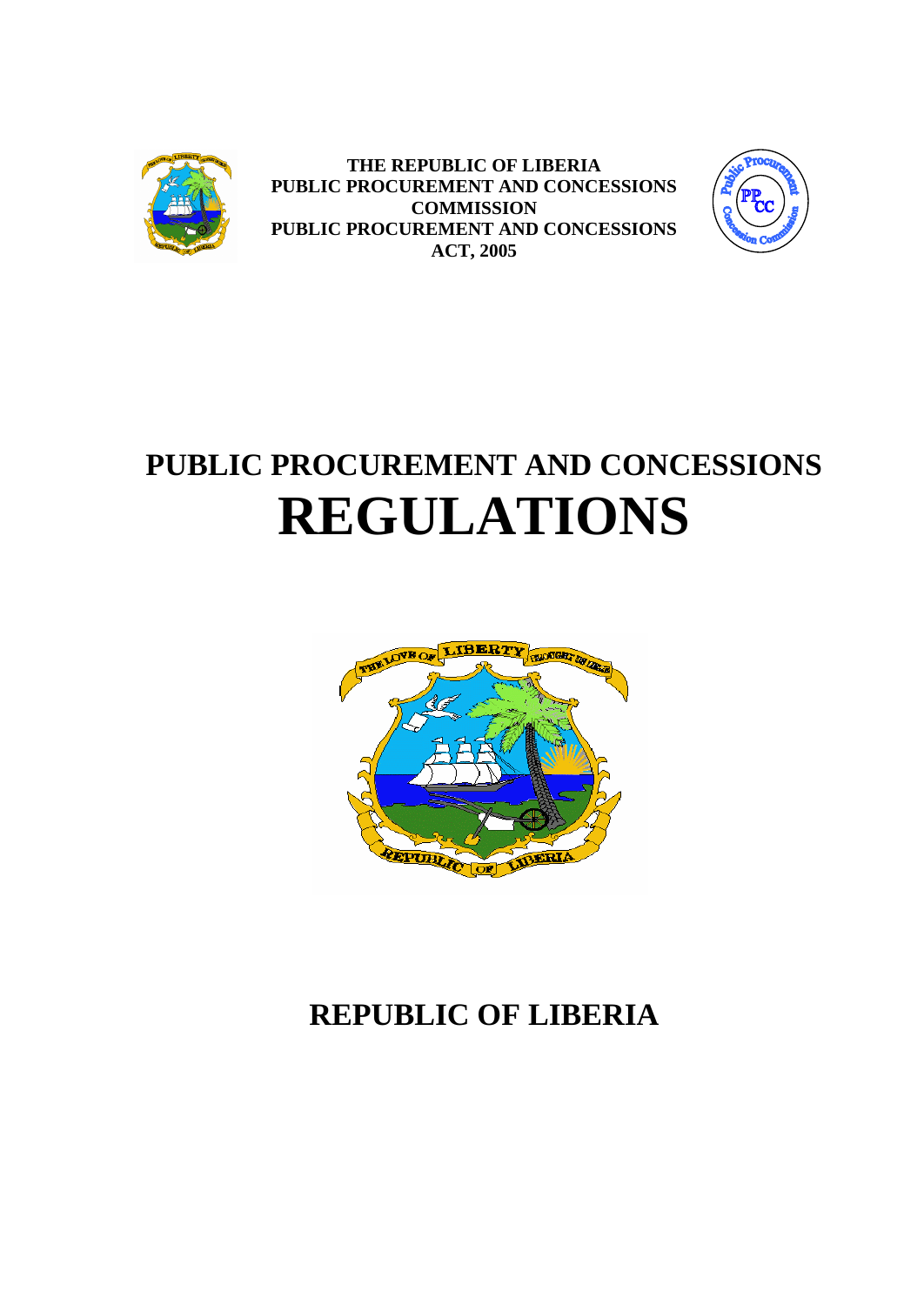**THE REPUBLIC OF LIBERIA**
**PUBLIC PROCUREMENT AND CONCESSIONS COMMISSION**
**PUBLIC PROCUREMENT AND CONCESSIONS ACT, 2005**

# PUBLIC PROCUREMENT AND CONCESSIONS REGULATIONS

## REPUBLIC OF LIBERIA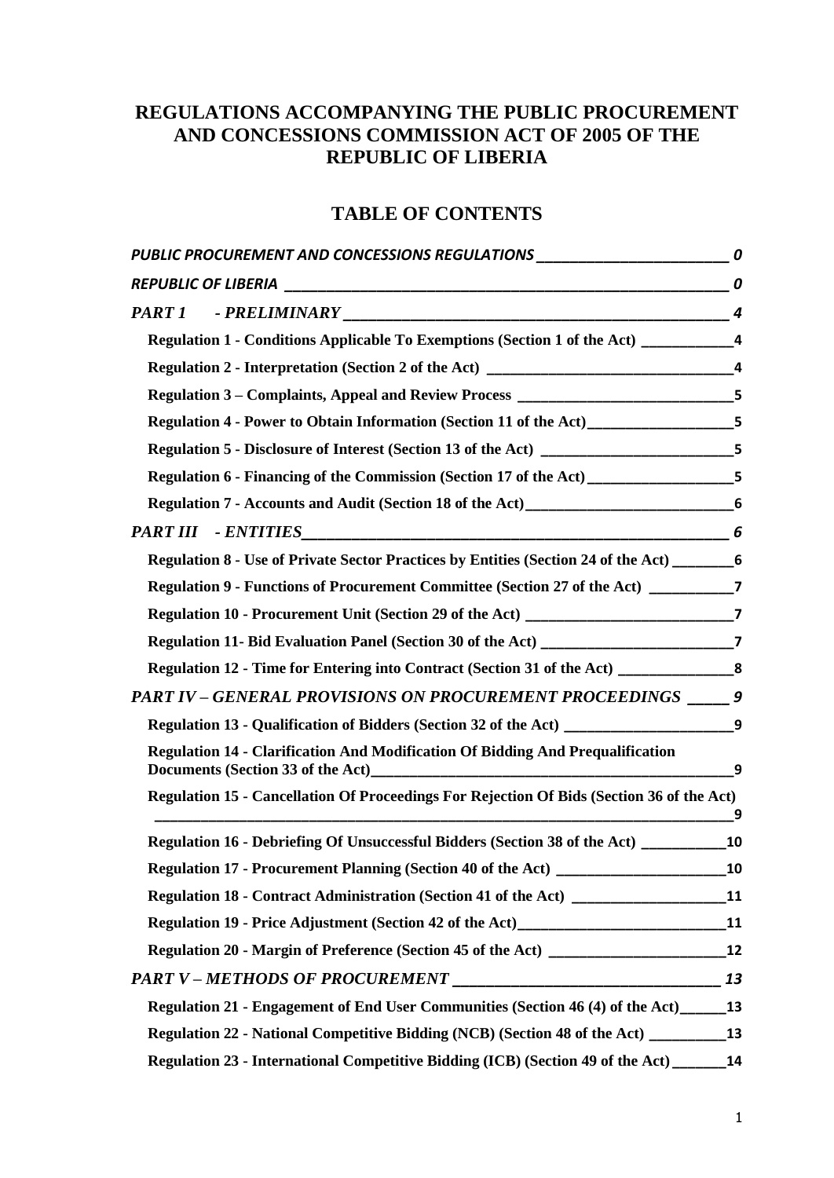# REGULATIONS ACCOMPANYING THE PUBLIC PROCUREMENT AND CONCESSIONS COMMISSION ACT OF 2005 OF THE REPUBLIC OF LIBERIA

## TABLE OF CONTENTS

***PUBLIC PROCUREMENT AND CONCESSIONS REGULATIONS*** ______________________ **0**

***REPUBLIC OF LIBERIA*** ______________________________________________ **0**

***PART 1 - PRELIMINARY*** ______________________________________________ **4**

- **Regulation 1 - Conditions Applicable To Exemptions (Section 1 of the Act)** ___________ **4**
- **Regulation 2 - Interpretation (Section 2 of the Act)** ____________________________ **4**
- **Regulation 3 – Complaints, Appeal and Review Process** __________________________ **5**
- **Regulation 4 - Power to Obtain Information (Section 11 of the Act)** _________________ **5**
- **Regulation 5 - Disclosure of Interest (Section 13 of the Act)** ______________________ **5**
- **Regulation 6 - Financing of the Commission (Section 17 of the Act)** ________________ **5**
- **Regulation 7 - Accounts and Audit (Section 18 of the Act)** ________________________ **6**

***PART III - ENTITIES*** _________________________________________________ **6**

- **Regulation 8 - Use of Private Sector Practices by Entities (Section 24 of the Act)** _______ **6**
- **Regulation 9 - Functions of Procurement Committee (Section 27 of the Act)** __________ **7**
- **Regulation 10 - Procurement Unit (Section 29 of the Act)** ________________________ **7**
- **Regulation 11- Bid Evaluation Panel (Section 30 of the Act)** ______________________ **7**
- **Regulation 12 - Time for Entering into Contract (Section 31 of the Act)** _____________ **8**

***PART IV – GENERAL PROVISIONS ON PROCUREMENT PROCEEDINGS*** _____ **9**

- **Regulation 13 - Qualification of Bidders (Section 32 of the Act)** ____________________ **9**
- **Regulation 14 - Clarification And Modification Of Bidding And Prequalification Documents (Section 33 of the Act)** __________________________________________ **9**
- **Regulation 15 - Cancellation Of Proceedings For Rejection Of Bids (Section 36 of the Act)** ______________________________________________________________ **9**
- **Regulation 16 - Debriefing Of Unsuccessful Bidders (Section 38 of the Act)** __________ **10**
- **Regulation 17 - Procurement Planning (Section 40 of the Act)** ____________________ **10**
- **Regulation 18 - Contract Administration (Section 41 of the Act)** __________________ **11**
- **Regulation 19 - Price Adjustment (Section 42 of the Act)** _________________________ **11**
- **Regulation 20 - Margin of Preference (Section 45 of the Act)** _____________________ **12**

***PART V – METHODS OF PROCUREMENT*** ______________________________ **13**

- **Regulation 21 - Engagement of End User Communities (Section 46 (4) of the Act)** _____ **13**
- **Regulation 22 - National Competitive Bidding (NCB) (Section 48 of the Act)** _________ **13**
- **Regulation 23 - International Competitive Bidding (ICB) (Section 49 of the Act)** ______ **14**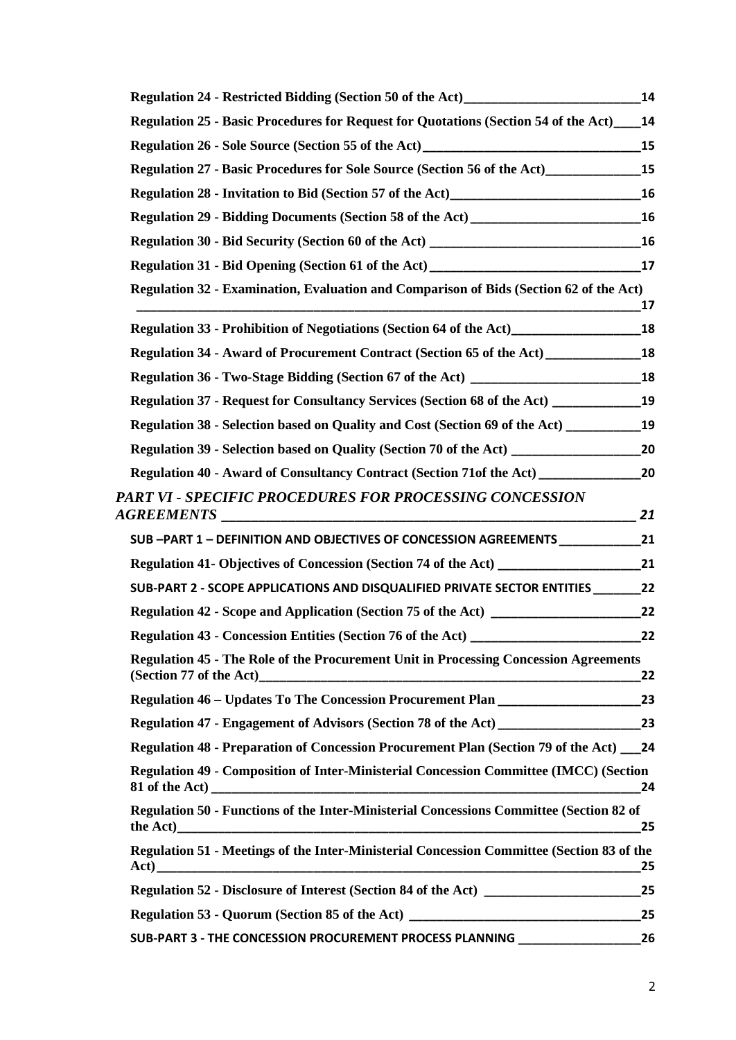**Regulation 24 - Restricted Bidding (Section 50 of the Act)__________________________14**

**Regulation 25 - Basic Procedures for Request for Quotations (Section 54 of the Act)____14**

**Regulation 26 - Sole Source (Section 55 of the Act)_______________________________15**

**Regulation 27 - Basic Procedures for Sole Source (Section 56 of the Act)_____________15**

**Regulation 28 - Invitation to Bid (Section 57 of the Act)____________________________16**

**Regulation 29 - Bidding Documents (Section 58 of the Act) ________________________16**

**Regulation 30 - Bid Security (Section 60 of the Act) ______________________________16**

**Regulation 31 - Bid Opening (Section 61 of the Act)______________________________17**

**Regulation 32 - Examination, Evaluation and Comparison of Bids (Section 62 of the Act) _____________________________________________________________________17**

**Regulation 33 - Prohibition of Negotiations (Section 64 of the Act)__________________18**

**Regulation 34 - Award of Procurement Contract (Section 65 of the Act)_____________18**

**Regulation 36 - Two-Stage Bidding (Section 67 of the Act) ________________________18**

**Regulation 37 - Request for Consultancy Services (Section 68 of the Act) ____________19**

**Regulation 38 - Selection based on Quality and Cost (Section 69 of the Act) __________19**

**Regulation 39 - Selection based on Quality (Section 70 of the Act) __________________20**

**Regulation 40 - Award of Consultancy Contract (Section 71of the Act) ______________20**

***PART VI - SPECIFIC PROCEDURES FOR PROCESSING CONCESSION AGREEMENTS _____________________________________________________________ 21***

**SUB –PART 1 – DEFINITION AND OBJECTIVES OF CONCESSION AGREEMENTS ____________21**

**Regulation 41- Objectives of Concession (Section 74 of the Act) ____________________21**

**SUB-PART 2 - SCOPE APPLICATIONS AND DISQUALIFIED PRIVATE SECTOR ENTITIES _______22**

**Regulation 42 - Scope and Application (Section 75 of the Act) _____________________22**

**Regulation 43 - Concession Entities (Section 76 of the Act) ________________________22**

**Regulation 45 - The Role of the Procurement Unit in Processing Concession Agreements (Section 77 of the Act)__________________________________________________________22**

**Regulation 46 – Updates To The Concession Procurement Plan ____________________23**

**Regulation 47 - Engagement of Advisors (Section 78 of the Act) ____________________23**

**Regulation 48 - Preparation of Concession Procurement Plan (Section 79 of the Act) ___24**

**Regulation 49 - Composition of Inter-Ministerial Concession Committee (IMCC) (Section 81 of the Act) _______________________________________________________________24**

**Regulation 50 - Functions of the Inter-Ministerial Concessions Committee (Section 82 of the Act)____________________________________________________________________25**

**Regulation 51 - Meetings of the Inter-Ministerial Concession Committee (Section 83 of the Act)_____________________________________________________________________25**

**Regulation 52 - Disclosure of Interest (Section 84 of the Act) ______________________25**

**Regulation 53 - Quorum (Section 85 of the Act) _________________________________25**

**SUB-PART 3 - THE CONCESSION PROCUREMENT PROCESS PLANNING __________________26**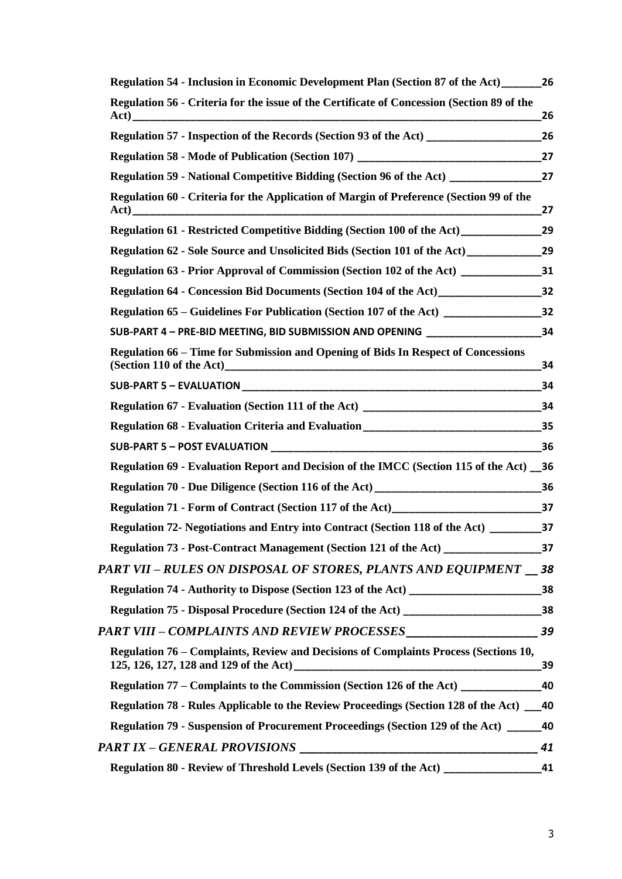**Regulation 54 - Inclusion in Economic Development Plan (Section 87 of the Act)_______26**

**Regulation 56 - Criteria for the issue of the Certificate of Concession (Section 89 of the Act)___________________________________________________________________________26**

**Regulation 57 - Inspection of the Records (Section 93 of the Act) ____________________26**

**Regulation 58 - Mode of Publication (Section 107) ________________________________27**

**Regulation 59 - National Competitive Bidding (Section 96 of the Act) ________________27**

**Regulation 60 - Criteria for the Application of Margin of Preference (Section 99 of the Act)___________________________________________________________________________27**

**Regulation 61 - Restricted Competitive Bidding (Section 100 of the Act)______________29**

**Regulation 62 - Sole Source and Unsolicited Bids (Section 101 of the Act)_____________29**

**Regulation 63 - Prior Approval of Commission (Section 102 of the Act) ______________31**

**Regulation 64 - Concession Bid Documents (Section 104 of the Act)__________________32**

**Regulation 65 – Guidelines For Publication (Section 107 of the Act) _________________32**

**SUB-PART 4 – PRE-BID MEETING, BID SUBMISSION AND OPENING ____________________34**

**Regulation 66 – Time for Submission and Opening of Bids In Respect of Concessions (Section 110 of the Act)___________________________________________________________34**

**SUB-PART 5 – EVALUATION _______________________________________________________34**

**Regulation 67 - Evaluation (Section 111 of the Act) _______________________________34**

**Regulation 68 - Evaluation Criteria and Evaluation_______________________________35**

**SUB-PART 5 – POST EVALUATION __________________________________________________36**

**Regulation 69 - Evaluation Report and Decision of the IMCC (Section 115 of the Act) __36**

**Regulation 70 - Due Diligence (Section 116 of the Act) _____________________________36**

**Regulation 71 - Form of Contract (Section 117 of the Act)__________________________37**

**Regulation 72- Negotiations and Entry into Contract (Section 118 of the Act) _________37**

**Regulation 73 - Post-Contract Management (Section 121 of the Act) _________________37**

***PART VII – RULES ON DISPOSAL OF STORES, PLANTS AND EQUIPMENT __ 38***

**Regulation 74 - Authority to Dispose (Section 123 of the Act) _______________________38**

**Regulation 75 - Disposal Procedure (Section 124 of the Act) ________________________38**

***PART VIII – COMPLAINTS AND REVIEW PROCESSES______________________ 39***

**Regulation 76 – Complaints, Review and Decisions of Complaints Process (Sections 10, 125, 126, 127, 128 and 129 of the Act)____________________________________________39**

**Regulation 77 – Complaints to the Commission (Section 126 of the Act) ______________40**

**Regulation 78 - Rules Applicable to the Review Proceedings (Section 128 of the Act) ___40**

**Regulation 79 - Suspension of Procurement Proceedings (Section 129 of the Act) ______40**

***PART IX – GENERAL PROVISIONS ________________________________________ 41***

**Regulation 80 - Review of Threshold Levels (Section 139 of the Act) _________________41**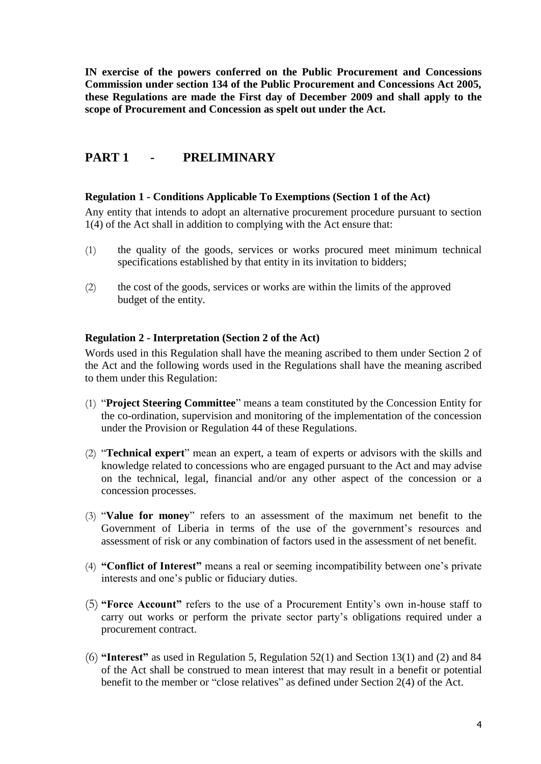**IN exercise of the powers conferred on the Public Procurement and Concessions Commission under section 134 of the Public Procurement and Concessions Act 2005, these Regulations are made the First day of December 2009 and shall apply to the scope of Procurement and Concession as spelt out under the Act.**

## PART 1 - PRELIMINARY

### Regulation 1 - Conditions Applicable To Exemptions (Section 1 of the Act)

Any entity that intends to adopt an alternative procurement procedure pursuant to section 1(4) of the Act shall in addition to complying with the Act ensure that:

(1) the quality of the goods, services or works procured meet minimum technical specifications established by that entity in its invitation to bidders;

(2) the cost of the goods, services or works are within the limits of the approved budget of the entity.

### Regulation 2 - Interpretation (Section 2 of the Act)

Words used in this Regulation shall have the meaning ascribed to them under Section 2 of the Act and the following words used in the Regulations shall have the meaning ascribed to them under this Regulation:

(1) "**Project Steering Committee**" means a team constituted by the Concession Entity for the co-ordination, supervision and monitoring of the implementation of the concession under the Provision or Regulation 44 of these Regulations.

(2) "**Technical expert**" mean an expert, a team of experts or advisors with the skills and knowledge related to concessions who are engaged pursuant to the Act and may advise on the technical, legal, financial and/or any other aspect of the concession or a concession processes.

(3) "**Value for money**" refers to an assessment of the maximum net benefit to the Government of Liberia in terms of the use of the government's resources and assessment of risk or any combination of factors used in the assessment of net benefit.

(4) **"Conflict of Interest"** means a real or seeming incompatibility between one's private interests and one's public or fiduciary duties.

(5) **"Force Account"** refers to the use of a Procurement Entity's own in-house staff to carry out works or perform the private sector party's obligations required under a procurement contract.

(6) **"Interest"** as used in Regulation 5, Regulation 52(1) and Section 13(1) and (2) and 84 of the Act shall be construed to mean interest that may result in a benefit or potential benefit to the member or "close relatives" as defined under Section 2(4) of the Act.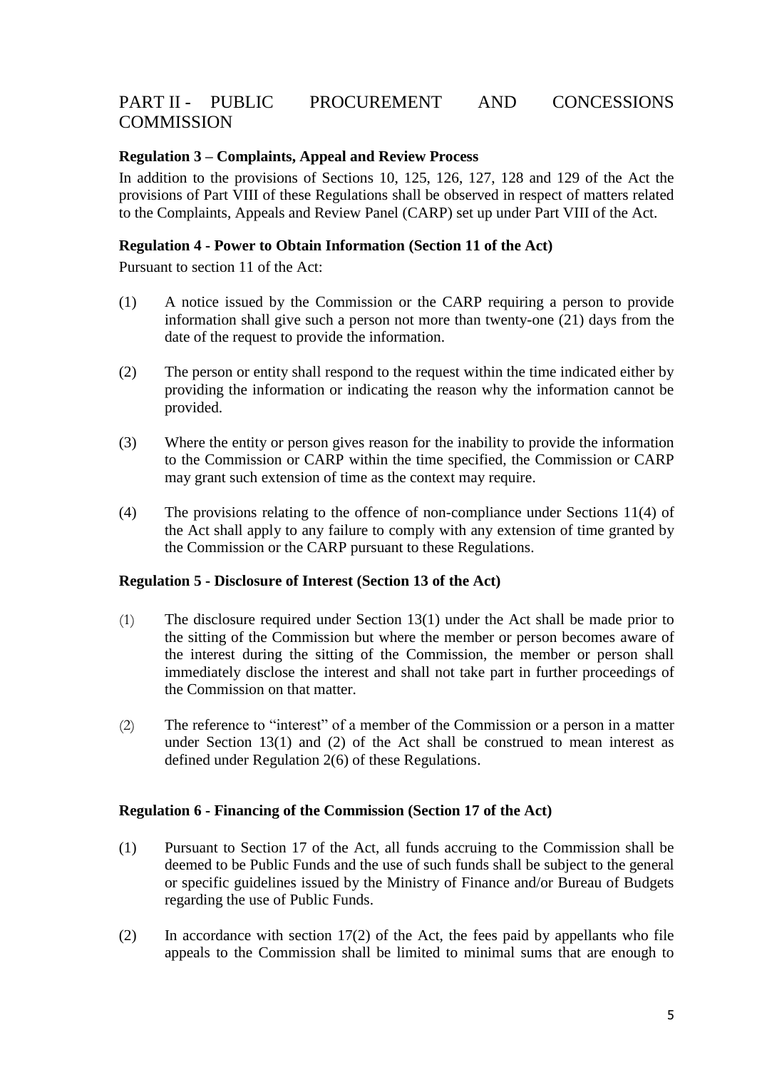## PART II - PUBLIC PROCUREMENT AND CONCESSIONS COMMISSION

### Regulation 3 – Complaints, Appeal and Review Process

In addition to the provisions of Sections 10, 125, 126, 127, 128 and 129 of the Act the provisions of Part VIII of these Regulations shall be observed in respect of matters related to the Complaints, Appeals and Review Panel (CARP) set up under Part VIII of the Act.

### Regulation 4 - Power to Obtain Information (Section 11 of the Act)

Pursuant to section 11 of the Act:

(1) A notice issued by the Commission or the CARP requiring a person to provide information shall give such a person not more than twenty-one (21) days from the date of the request to provide the information.

(2) The person or entity shall respond to the request within the time indicated either by providing the information or indicating the reason why the information cannot be provided.

(3) Where the entity or person gives reason for the inability to provide the information to the Commission or CARP within the time specified, the Commission or CARP may grant such extension of time as the context may require.

(4) The provisions relating to the offence of non-compliance under Sections 11(4) of the Act shall apply to any failure to comply with any extension of time granted by the Commission or the CARP pursuant to these Regulations.

### Regulation 5 - Disclosure of Interest (Section 13 of the Act)

(1) The disclosure required under Section 13(1) under the Act shall be made prior to the sitting of the Commission but where the member or person becomes aware of the interest during the sitting of the Commission, the member or person shall immediately disclose the interest and shall not take part in further proceedings of the Commission on that matter.

(2) The reference to "interest" of a member of the Commission or a person in a matter under Section 13(1) and (2) of the Act shall be construed to mean interest as defined under Regulation 2(6) of these Regulations.

### Regulation 6 - Financing of the Commission (Section 17 of the Act)

(1) Pursuant to Section 17 of the Act, all funds accruing to the Commission shall be deemed to be Public Funds and the use of such funds shall be subject to the general or specific guidelines issued by the Ministry of Finance and/or Bureau of Budgets regarding the use of Public Funds.

(2) In accordance with section 17(2) of the Act, the fees paid by appellants who file appeals to the Commission shall be limited to minimal sums that are enough to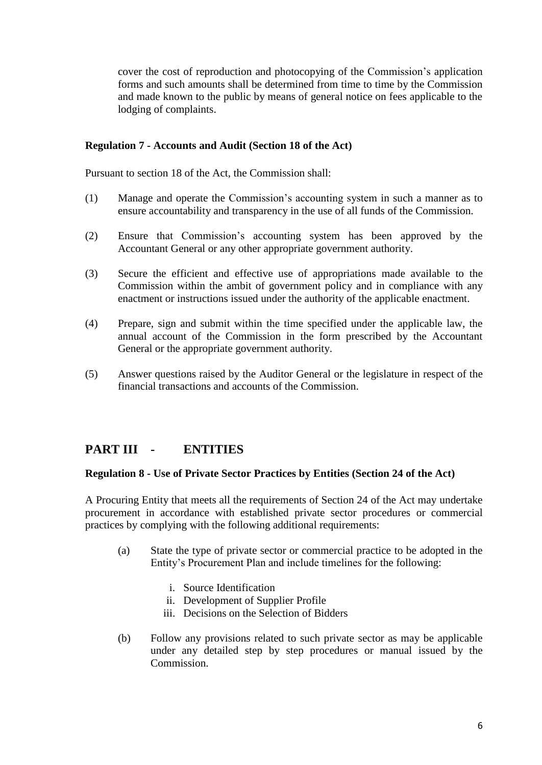cover the cost of reproduction and photocopying of the Commission's application forms and such amounts shall be determined from time to time by the Commission and made known to the public by means of general notice on fees applicable to the lodging of complaints.

**Regulation 7 - Accounts and Audit (Section 18 of the Act)**

Pursuant to section 18 of the Act, the Commission shall:

(1) Manage and operate the Commission's accounting system in such a manner as to ensure accountability and transparency in the use of all funds of the Commission.

(2) Ensure that Commission's accounting system has been approved by the Accountant General or any other appropriate government authority.

(3) Secure the efficient and effective use of appropriations made available to the Commission within the ambit of government policy and in compliance with any enactment or instructions issued under the authority of the applicable enactment.

(4) Prepare, sign and submit within the time specified under the applicable law, the annual account of the Commission in the form prescribed by the Accountant General or the appropriate government authority.

(5) Answer questions raised by the Auditor General or the legislature in respect of the financial transactions and accounts of the Commission.

## PART III - ENTITIES

**Regulation 8 - Use of Private Sector Practices by Entities (Section 24 of the Act)**

A Procuring Entity that meets all the requirements of Section 24 of the Act may undertake procurement in accordance with established private sector procedures or commercial practices by complying with the following additional requirements:

(a) State the type of private sector or commercial practice to be adopted in the Entity's Procurement Plan and include timelines for the following:

   i. Source Identification
   ii. Development of Supplier Profile
   iii. Decisions on the Selection of Bidders

(b) Follow any provisions related to such private sector as may be applicable under any detailed step by step procedures or manual issued by the Commission.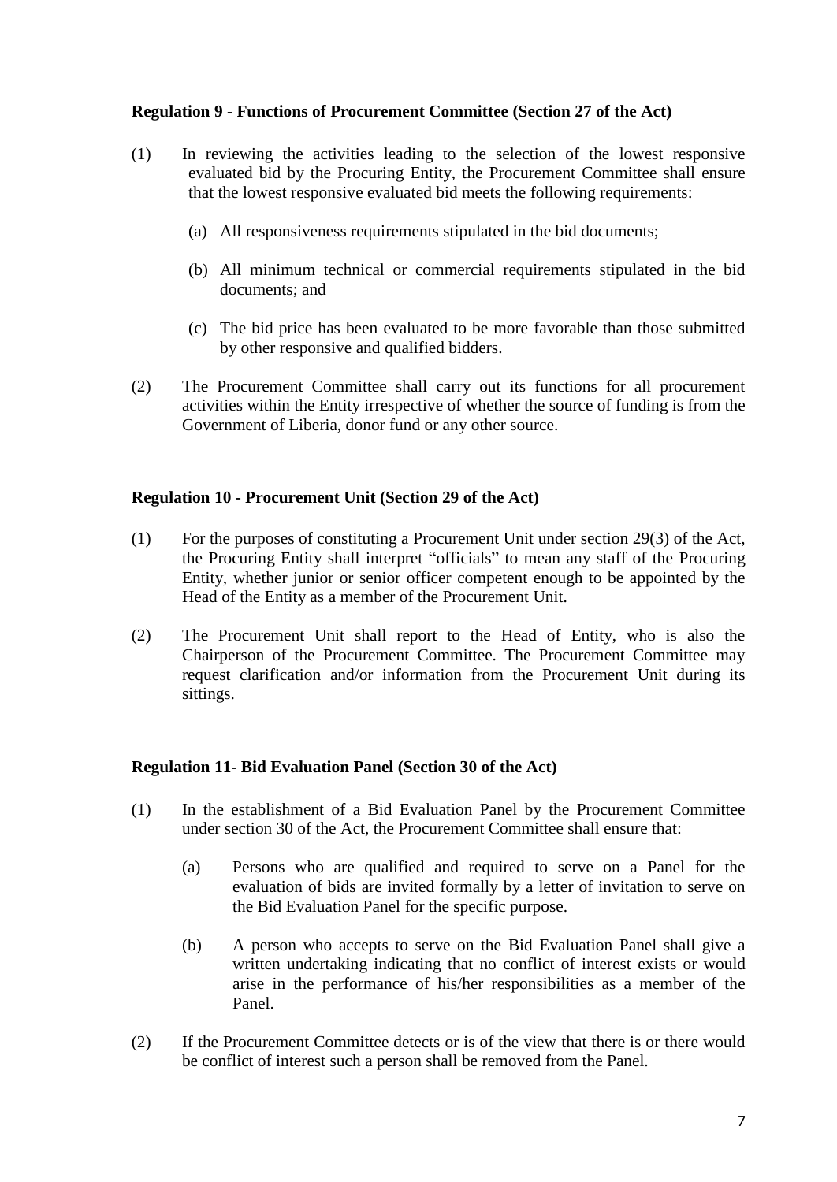**Regulation 9 - Functions of Procurement Committee (Section 27 of the Act)**

(1) In reviewing the activities leading to the selection of the lowest responsive evaluated bid by the Procuring Entity, the Procurement Committee shall ensure that the lowest responsive evaluated bid meets the following requirements:

  (a) All responsiveness requirements stipulated in the bid documents;

  (b) All minimum technical or commercial requirements stipulated in the bid documents; and

  (c) The bid price has been evaluated to be more favorable than those submitted by other responsive and qualified bidders.

(2) The Procurement Committee shall carry out its functions for all procurement activities within the Entity irrespective of whether the source of funding is from the Government of Liberia, donor fund or any other source.

**Regulation 10 - Procurement Unit (Section 29 of the Act)**

(1) For the purposes of constituting a Procurement Unit under section 29(3) of the Act, the Procuring Entity shall interpret "officials" to mean any staff of the Procuring Entity, whether junior or senior officer competent enough to be appointed by the Head of the Entity as a member of the Procurement Unit.

(2) The Procurement Unit shall report to the Head of Entity, who is also the Chairperson of the Procurement Committee. The Procurement Committee may request clarification and/or information from the Procurement Unit during its sittings.

**Regulation 11- Bid Evaluation Panel (Section 30 of the Act)**

(1) In the establishment of a Bid Evaluation Panel by the Procurement Committee under section 30 of the Act, the Procurement Committee shall ensure that:

  (a) Persons who are qualified and required to serve on a Panel for the evaluation of bids are invited formally by a letter of invitation to serve on the Bid Evaluation Panel for the specific purpose.

  (b) A person who accepts to serve on the Bid Evaluation Panel shall give a written undertaking indicating that no conflict of interest exists or would arise in the performance of his/her responsibilities as a member of the Panel.

(2) If the Procurement Committee detects or is of the view that there is or there would be conflict of interest such a person shall be removed from the Panel.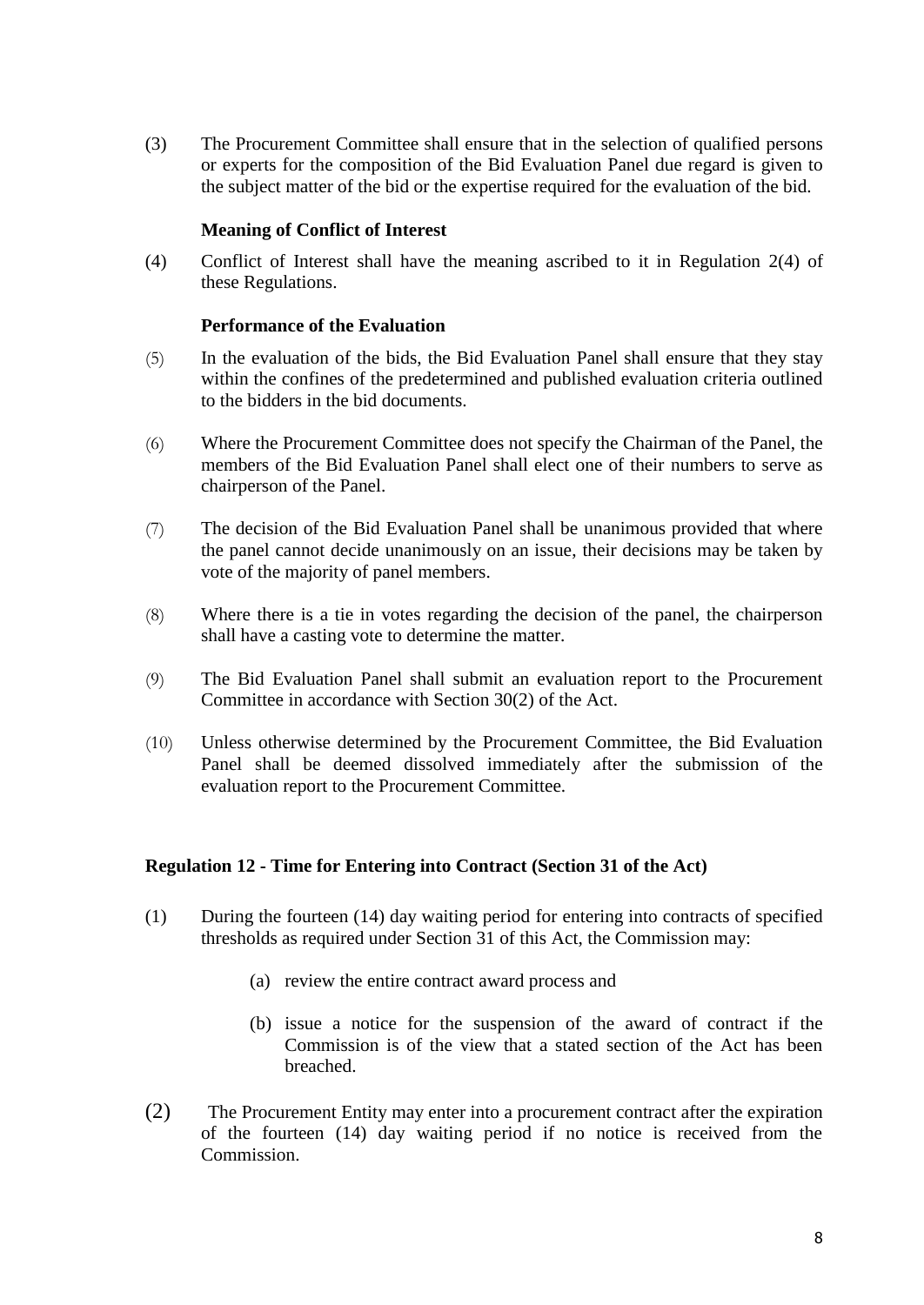(3) The Procurement Committee shall ensure that in the selection of qualified persons or experts for the composition of the Bid Evaluation Panel due regard is given to the subject matter of the bid or the expertise required for the evaluation of the bid.

**Meaning of Conflict of Interest**

(4) Conflict of Interest shall have the meaning ascribed to it in Regulation 2(4) of these Regulations.

**Performance of the Evaluation**

(5) In the evaluation of the bids, the Bid Evaluation Panel shall ensure that they stay within the confines of the predetermined and published evaluation criteria outlined to the bidders in the bid documents.

(6) Where the Procurement Committee does not specify the Chairman of the Panel, the members of the Bid Evaluation Panel shall elect one of their numbers to serve as chairperson of the Panel.

(7) The decision of the Bid Evaluation Panel shall be unanimous provided that where the panel cannot decide unanimously on an issue, their decisions may be taken by vote of the majority of panel members.

(8) Where there is a tie in votes regarding the decision of the panel, the chairperson shall have a casting vote to determine the matter.

(9) The Bid Evaluation Panel shall submit an evaluation report to the Procurement Committee in accordance with Section 30(2) of the Act.

(10) Unless otherwise determined by the Procurement Committee, the Bid Evaluation Panel shall be deemed dissolved immediately after the submission of the evaluation report to the Procurement Committee.

### Regulation 12 - Time for Entering into Contract (Section 31 of the Act)

(1) During the fourteen (14) day waiting period for entering into contracts of specified thresholds as required under Section 31 of this Act, the Commission may:

(a) review the entire contract award process and

(b) issue a notice for the suspension of the award of contract if the Commission is of the view that a stated section of the Act has been breached.

(2) The Procurement Entity may enter into a procurement contract after the expiration of the fourteen (14) day waiting period if no notice is received from the Commission.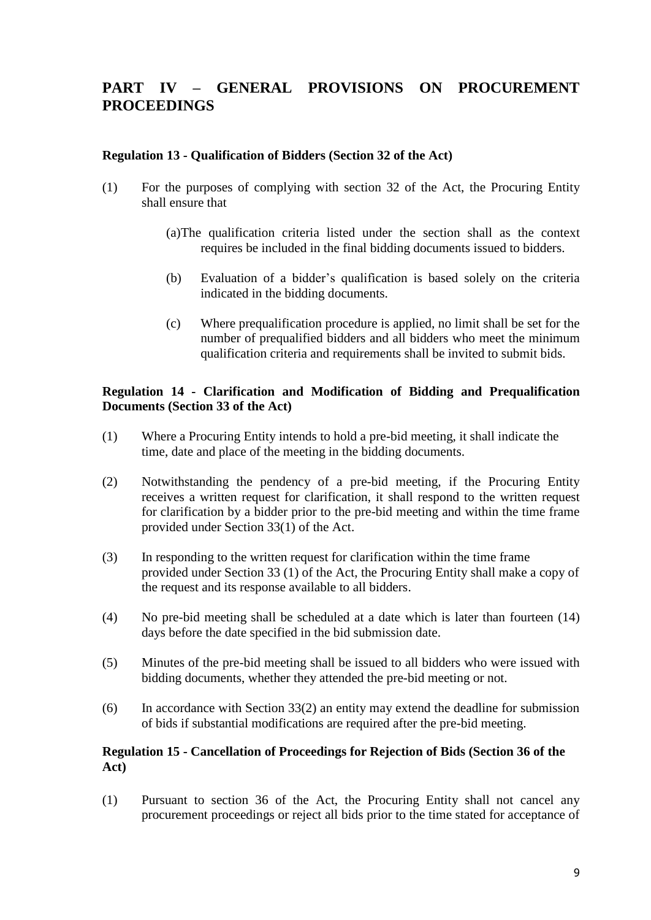# PART IV – GENERAL PROVISIONS ON PROCUREMENT PROCEEDINGS

### Regulation 13 - Qualification of Bidders (Section 32 of the Act)

(1) For the purposes of complying with section 32 of the Act, the Procuring Entity shall ensure that

  (a) The qualification criteria listed under the section shall as the context requires be included in the final bidding documents issued to bidders.

  (b) Evaluation of a bidder's qualification is based solely on the criteria indicated in the bidding documents.

  (c) Where prequalification procedure is applied, no limit shall be set for the number of prequalified bidders and all bidders who meet the minimum qualification criteria and requirements shall be invited to submit bids.

### Regulation 14 - Clarification and Modification of Bidding and Prequalification Documents (Section 33 of the Act)

(1) Where a Procuring Entity intends to hold a pre-bid meeting, it shall indicate the time, date and place of the meeting in the bidding documents.

(2) Notwithstanding the pendency of a pre-bid meeting, if the Procuring Entity receives a written request for clarification, it shall respond to the written request for clarification by a bidder prior to the pre-bid meeting and within the time frame provided under Section 33(1) of the Act.

(3) In responding to the written request for clarification within the time frame provided under Section 33 (1) of the Act, the Procuring Entity shall make a copy of the request and its response available to all bidders.

(4) No pre-bid meeting shall be scheduled at a date which is later than fourteen (14) days before the date specified in the bid submission date.

(5) Minutes of the pre-bid meeting shall be issued to all bidders who were issued with bidding documents, whether they attended the pre-bid meeting or not.

(6) In accordance with Section 33(2) an entity may extend the deadline for submission of bids if substantial modifications are required after the pre-bid meeting.

### Regulation 15 - Cancellation of Proceedings for Rejection of Bids (Section 36 of the Act)

(1) Pursuant to section 36 of the Act, the Procuring Entity shall not cancel any procurement proceedings or reject all bids prior to the time stated for acceptance of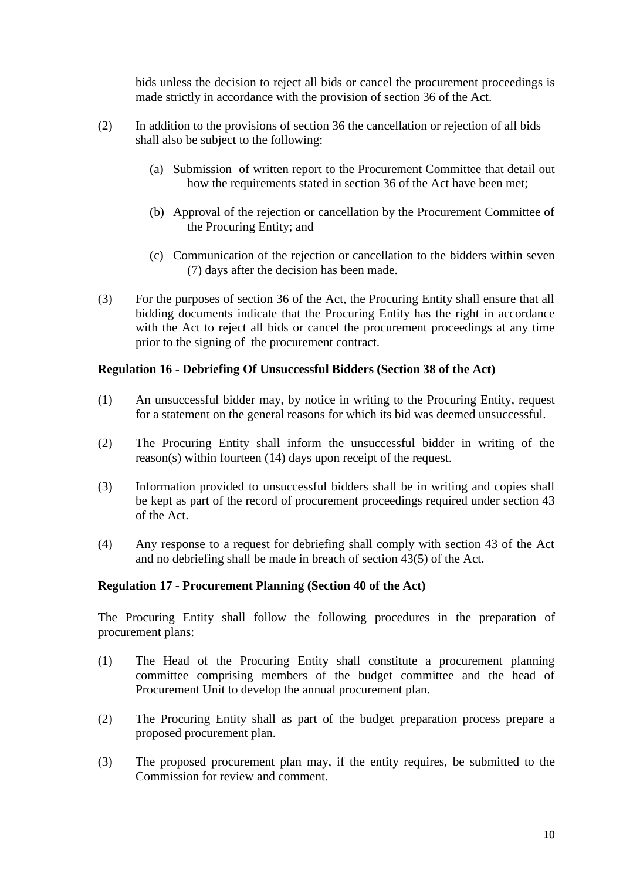bids unless the decision to reject all bids or cancel the procurement proceedings is made strictly in accordance with the provision of section 36 of the Act.

(2) In addition to the provisions of section 36 the cancellation or rejection of all bids shall also be subject to the following:

(a) Submission of written report to the Procurement Committee that detail out how the requirements stated in section 36 of the Act have been met;

(b) Approval of the rejection or cancellation by the Procurement Committee of the Procuring Entity; and

(c) Communication of the rejection or cancellation to the bidders within seven (7) days after the decision has been made.

(3) For the purposes of section 36 of the Act, the Procuring Entity shall ensure that all bidding documents indicate that the Procuring Entity has the right in accordance with the Act to reject all bids or cancel the procurement proceedings at any time prior to the signing of the procurement contract.

**Regulation 16 - Debriefing Of Unsuccessful Bidders (Section 38 of the Act)**

(1) An unsuccessful bidder may, by notice in writing to the Procuring Entity, request for a statement on the general reasons for which its bid was deemed unsuccessful.

(2) The Procuring Entity shall inform the unsuccessful bidder in writing of the reason(s) within fourteen (14) days upon receipt of the request.

(3) Information provided to unsuccessful bidders shall be in writing and copies shall be kept as part of the record of procurement proceedings required under section 43 of the Act.

(4) Any response to a request for debriefing shall comply with section 43 of the Act and no debriefing shall be made in breach of section 43(5) of the Act.

**Regulation 17 - Procurement Planning (Section 40 of the Act)**

The Procuring Entity shall follow the following procedures in the preparation of procurement plans:

(1) The Head of the Procuring Entity shall constitute a procurement planning committee comprising members of the budget committee and the head of Procurement Unit to develop the annual procurement plan.

(2) The Procuring Entity shall as part of the budget preparation process prepare a proposed procurement plan.

(3) The proposed procurement plan may, if the entity requires, be submitted to the Commission for review and comment.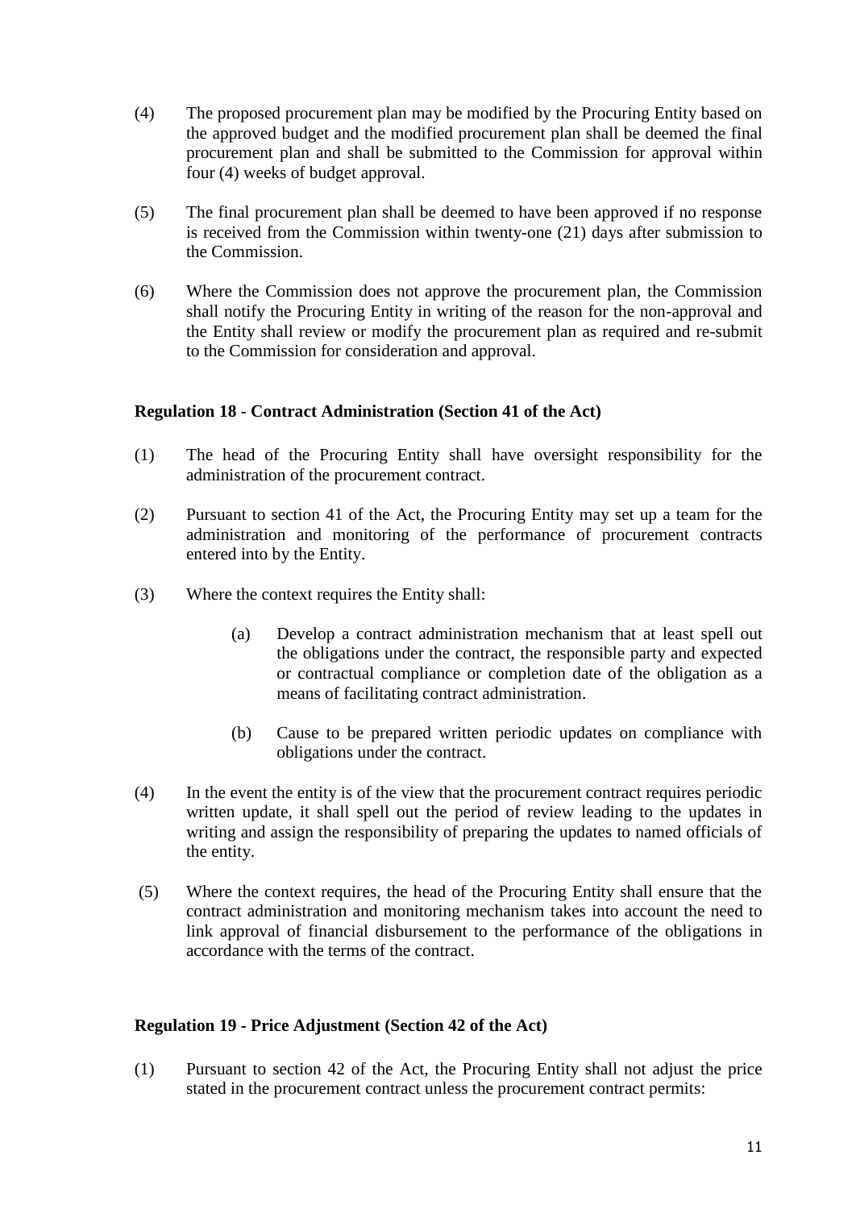(4) The proposed procurement plan may be modified by the Procuring Entity based on the approved budget and the modified procurement plan shall be deemed the final procurement plan and shall be submitted to the Commission for approval within four (4) weeks of budget approval.

(5) The final procurement plan shall be deemed to have been approved if no response is received from the Commission within twenty-one (21) days after submission to the Commission.

(6) Where the Commission does not approve the procurement plan, the Commission shall notify the Procuring Entity in writing of the reason for the non-approval and the Entity shall review or modify the procurement plan as required and re-submit to the Commission for consideration and approval.

**Regulation 18 - Contract Administration (Section 41 of the Act)**

(1) The head of the Procuring Entity shall have oversight responsibility for the administration of the procurement contract.

(2) Pursuant to section 41 of the Act, the Procuring Entity may set up a team for the administration and monitoring of the performance of procurement contracts entered into by the Entity.

(3) Where the context requires the Entity shall:

  (a) Develop a contract administration mechanism that at least spell out the obligations under the contract, the responsible party and expected or contractual compliance or completion date of the obligation as a means of facilitating contract administration.

  (b) Cause to be prepared written periodic updates on compliance with obligations under the contract.

(4) In the event the entity is of the view that the procurement contract requires periodic written update, it shall spell out the period of review leading to the updates in writing and assign the responsibility of preparing the updates to named officials of the entity.

(5) Where the context requires, the head of the Procuring Entity shall ensure that the contract administration and monitoring mechanism takes into account the need to link approval of financial disbursement to the performance of the obligations in accordance with the terms of the contract.

**Regulation 19 - Price Adjustment (Section 42 of the Act)**

(1) Pursuant to section 42 of the Act, the Procuring Entity shall not adjust the price stated in the procurement contract unless the procurement contract permits: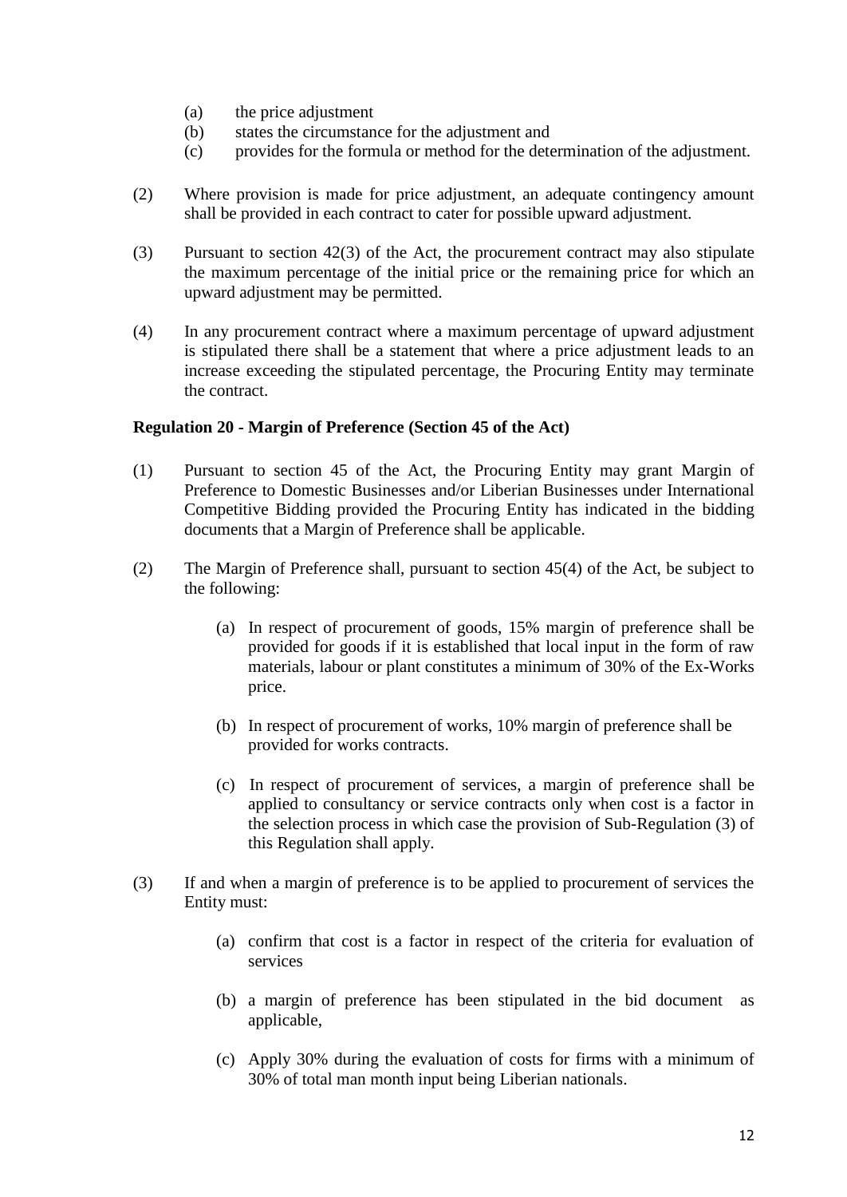(a) the price adjustment
(b) states the circumstance for the adjustment and
(c) provides for the formula or method for the determination of the adjustment.

(2) Where provision is made for price adjustment, an adequate contingency amount shall be provided in each contract to cater for possible upward adjustment.

(3) Pursuant to section 42(3) of the Act, the procurement contract may also stipulate the maximum percentage of the initial price or the remaining price for which an upward adjustment may be permitted.

(4) In any procurement contract where a maximum percentage of upward adjustment is stipulated there shall be a statement that where a price adjustment leads to an increase exceeding the stipulated percentage, the Procuring Entity may terminate the contract.

**Regulation 20 - Margin of Preference (Section 45 of the Act)**

(1) Pursuant to section 45 of the Act, the Procuring Entity may grant Margin of Preference to Domestic Businesses and/or Liberian Businesses under International Competitive Bidding provided the Procuring Entity has indicated in the bidding documents that a Margin of Preference shall be applicable.

(2) The Margin of Preference shall, pursuant to section 45(4) of the Act, be subject to the following:

(a) In respect of procurement of goods, 15% margin of preference shall be provided for goods if it is established that local input in the form of raw materials, labour or plant constitutes a minimum of 30% of the Ex-Works price.

(b) In respect of procurement of works, 10% margin of preference shall be provided for works contracts.

(c) In respect of procurement of services, a margin of preference shall be applied to consultancy or service contracts only when cost is a factor in the selection process in which case the provision of Sub-Regulation (3) of this Regulation shall apply.

(3) If and when a margin of preference is to be applied to procurement of services the Entity must:

(a) confirm that cost is a factor in respect of the criteria for evaluation of services

(b) a margin of preference has been stipulated in the bid document as applicable,

(c) Apply 30% during the evaluation of costs for firms with a minimum of 30% of total man month input being Liberian nationals.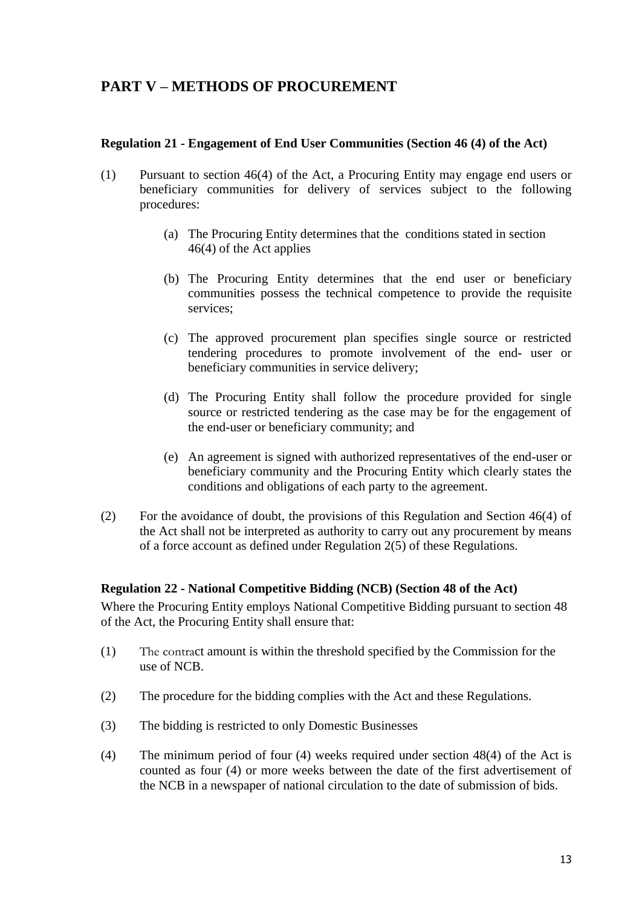## PART V – METHODS OF PROCUREMENT

### Regulation 21 - Engagement of End User Communities (Section 46 (4) of the Act)

(1) Pursuant to section 46(4) of the Act, a Procuring Entity may engage end users or beneficiary communities for delivery of services subject to the following procedures:

- (a) The Procuring Entity determines that the conditions stated in section 46(4) of the Act applies
- (b) The Procuring Entity determines that the end user or beneficiary communities possess the technical competence to provide the requisite services;
- (c) The approved procurement plan specifies single source or restricted tendering procedures to promote involvement of the end- user or beneficiary communities in service delivery;
- (d) The Procuring Entity shall follow the procedure provided for single source or restricted tendering as the case may be for the engagement of the end-user or beneficiary community; and
- (e) An agreement is signed with authorized representatives of the end-user or beneficiary community and the Procuring Entity which clearly states the conditions and obligations of each party to the agreement.

(2) For the avoidance of doubt, the provisions of this Regulation and Section 46(4) of the Act shall not be interpreted as authority to carry out any procurement by means of a force account as defined under Regulation 2(5) of these Regulations.

### Regulation 22 - National Competitive Bidding (NCB) (Section 48 of the Act)

Where the Procuring Entity employs National Competitive Bidding pursuant to section 48 of the Act, the Procuring Entity shall ensure that:

(1) The contract amount is within the threshold specified by the Commission for the use of NCB.

(2) The procedure for the bidding complies with the Act and these Regulations.

(3) The bidding is restricted to only Domestic Businesses

(4) The minimum period of four (4) weeks required under section 48(4) of the Act is counted as four (4) or more weeks between the date of the first advertisement of the NCB in a newspaper of national circulation to the date of submission of bids.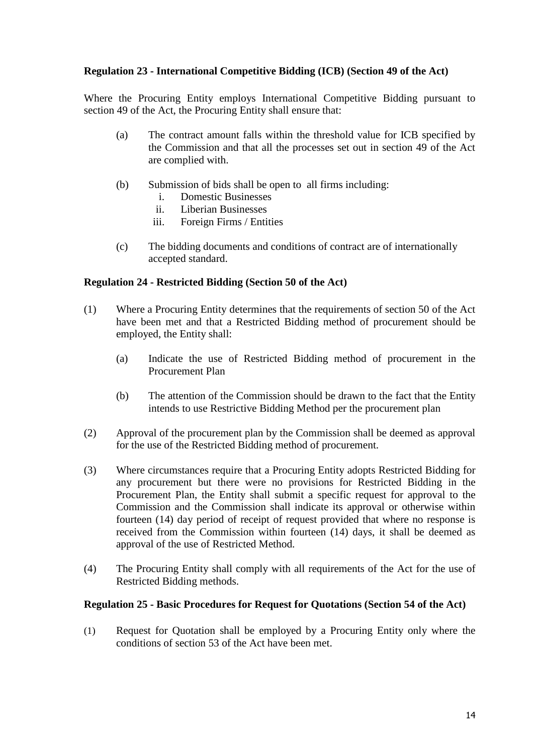**Regulation 23 - International Competitive Bidding (ICB) (Section 49 of the Act)**

Where the Procuring Entity employs International Competitive Bidding pursuant to section 49 of the Act, the Procuring Entity shall ensure that:

(a) The contract amount falls within the threshold value for ICB specified by the Commission and that all the processes set out in section 49 of the Act are complied with.

(b) Submission of bids shall be open to all firms including:
   i. Domestic Businesses
   ii. Liberian Businesses
   iii. Foreign Firms / Entities

(c) The bidding documents and conditions of contract are of internationally accepted standard.

**Regulation 24 - Restricted Bidding (Section 50 of the Act)**

(1) Where a Procuring Entity determines that the requirements of section 50 of the Act have been met and that a Restricted Bidding method of procurement should be employed, the Entity shall:

   (a) Indicate the use of Restricted Bidding method of procurement in the Procurement Plan

   (b) The attention of the Commission should be drawn to the fact that the Entity intends to use Restrictive Bidding Method per the procurement plan

(2) Approval of the procurement plan by the Commission shall be deemed as approval for the use of the Restricted Bidding method of procurement.

(3) Where circumstances require that a Procuring Entity adopts Restricted Bidding for any procurement but there were no provisions for Restricted Bidding in the Procurement Plan, the Entity shall submit a specific request for approval to the Commission and the Commission shall indicate its approval or otherwise within fourteen (14) day period of receipt of request provided that where no response is received from the Commission within fourteen (14) days, it shall be deemed as approval of the use of Restricted Method.

(4) The Procuring Entity shall comply with all requirements of the Act for the use of Restricted Bidding methods.

**Regulation 25 - Basic Procedures for Request for Quotations (Section 54 of the Act)**

(1) Request for Quotation shall be employed by a Procuring Entity only where the conditions of section 53 of the Act have been met.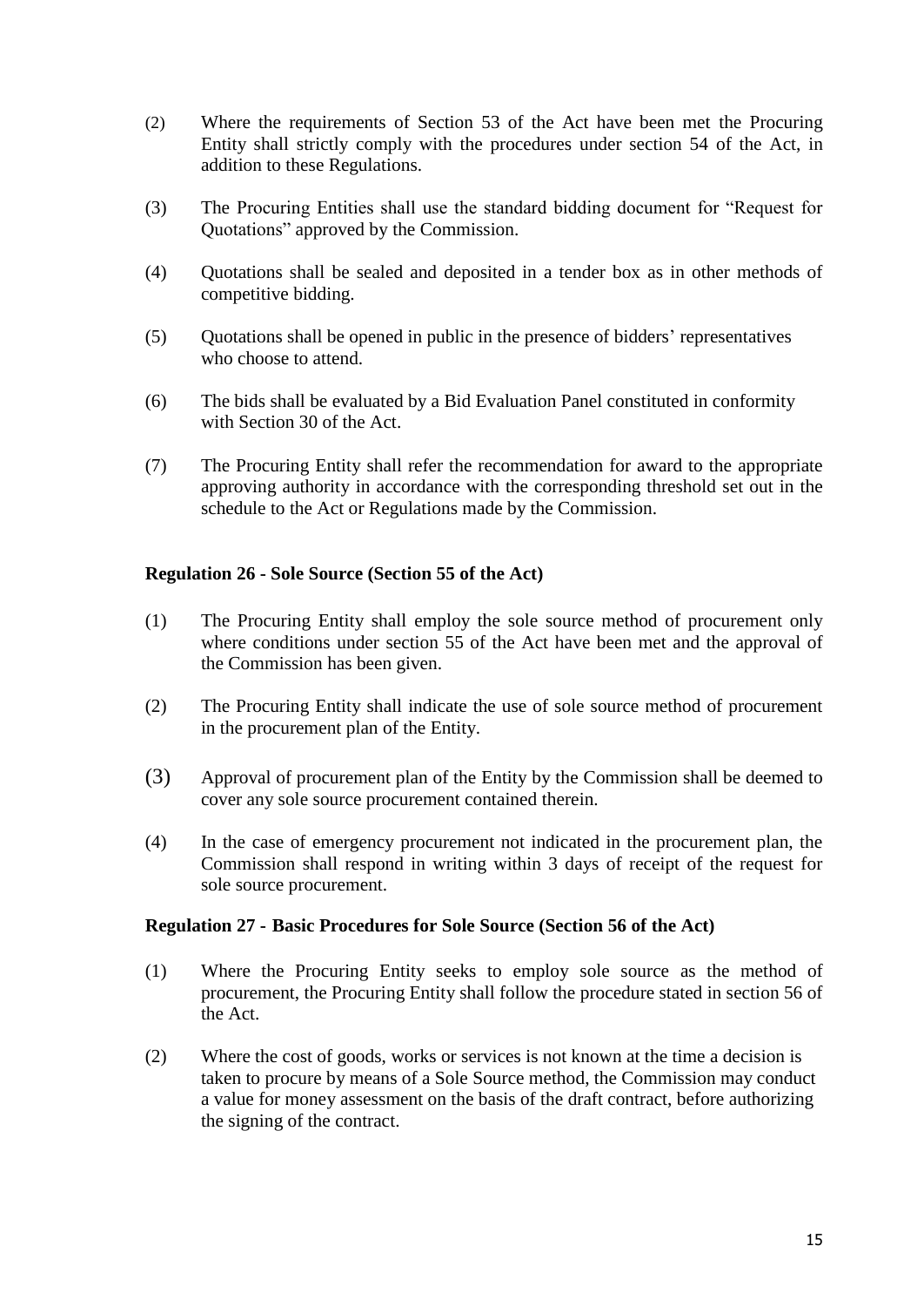(2) Where the requirements of Section 53 of the Act have been met the Procuring Entity shall strictly comply with the procedures under section 54 of the Act, in addition to these Regulations.

(3) The Procuring Entities shall use the standard bidding document for "Request for Quotations" approved by the Commission.

(4) Quotations shall be sealed and deposited in a tender box as in other methods of competitive bidding.

(5) Quotations shall be opened in public in the presence of bidders' representatives who choose to attend.

(6) The bids shall be evaluated by a Bid Evaluation Panel constituted in conformity with Section 30 of the Act.

(7) The Procuring Entity shall refer the recommendation for award to the appropriate approving authority in accordance with the corresponding threshold set out in the schedule to the Act or Regulations made by the Commission.

**Regulation 26 - Sole Source (Section 55 of the Act)**

(1) The Procuring Entity shall employ the sole source method of procurement only where conditions under section 55 of the Act have been met and the approval of the Commission has been given.

(2) The Procuring Entity shall indicate the use of sole source method of procurement in the procurement plan of the Entity.

(3) Approval of procurement plan of the Entity by the Commission shall be deemed to cover any sole source procurement contained therein.

(4) In the case of emergency procurement not indicated in the procurement plan, the Commission shall respond in writing within 3 days of receipt of the request for sole source procurement.

**Regulation 27 - Basic Procedures for Sole Source (Section 56 of the Act)**

(1) Where the Procuring Entity seeks to employ sole source as the method of procurement, the Procuring Entity shall follow the procedure stated in section 56 of the Act.

(2) Where the cost of goods, works or services is not known at the time a decision is taken to procure by means of a Sole Source method, the Commission may conduct a value for money assessment on the basis of the draft contract, before authorizing the signing of the contract.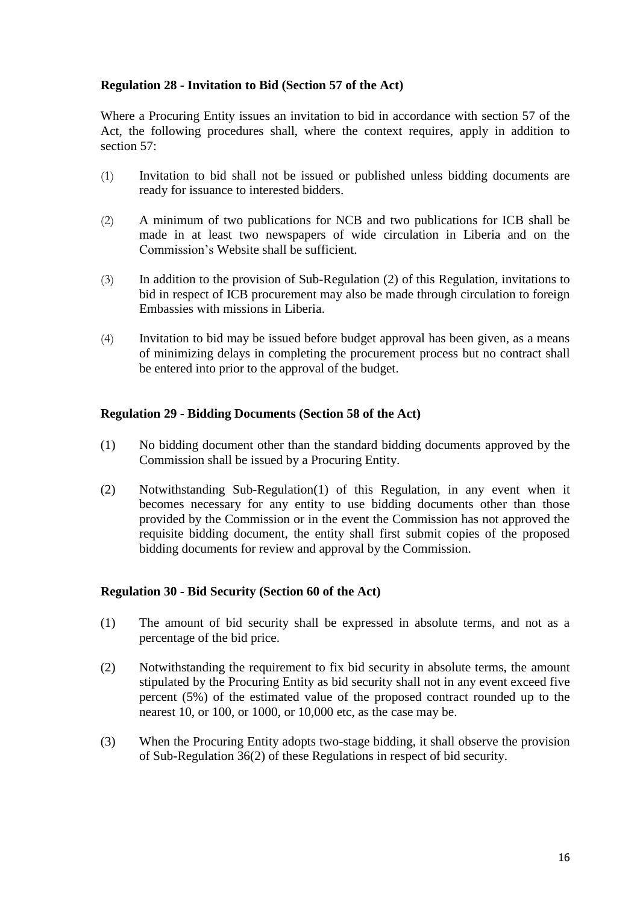**Regulation 28 - Invitation to Bid (Section 57 of the Act)**

Where a Procuring Entity issues an invitation to bid in accordance with section 57 of the Act, the following procedures shall, where the context requires, apply in addition to section 57:

(1) Invitation to bid shall not be issued or published unless bidding documents are ready for issuance to interested bidders.

(2) A minimum of two publications for NCB and two publications for ICB shall be made in at least two newspapers of wide circulation in Liberia and on the Commission's Website shall be sufficient.

(3) In addition to the provision of Sub-Regulation (2) of this Regulation, invitations to bid in respect of ICB procurement may also be made through circulation to foreign Embassies with missions in Liberia.

(4) Invitation to bid may be issued before budget approval has been given, as a means of minimizing delays in completing the procurement process but no contract shall be entered into prior to the approval of the budget.

**Regulation 29 - Bidding Documents (Section 58 of the Act)**

(1) No bidding document other than the standard bidding documents approved by the Commission shall be issued by a Procuring Entity.

(2) Notwithstanding Sub-Regulation(1) of this Regulation, in any event when it becomes necessary for any entity to use bidding documents other than those provided by the Commission or in the event the Commission has not approved the requisite bidding document, the entity shall first submit copies of the proposed bidding documents for review and approval by the Commission.

**Regulation 30 - Bid Security (Section 60 of the Act)**

(1) The amount of bid security shall be expressed in absolute terms, and not as a percentage of the bid price.

(2) Notwithstanding the requirement to fix bid security in absolute terms, the amount stipulated by the Procuring Entity as bid security shall not in any event exceed five percent (5%) of the estimated value of the proposed contract rounded up to the nearest 10, or 100, or 1000, or 10,000 etc, as the case may be.

(3) When the Procuring Entity adopts two-stage bidding, it shall observe the provision of Sub-Regulation 36(2) of these Regulations in respect of bid security.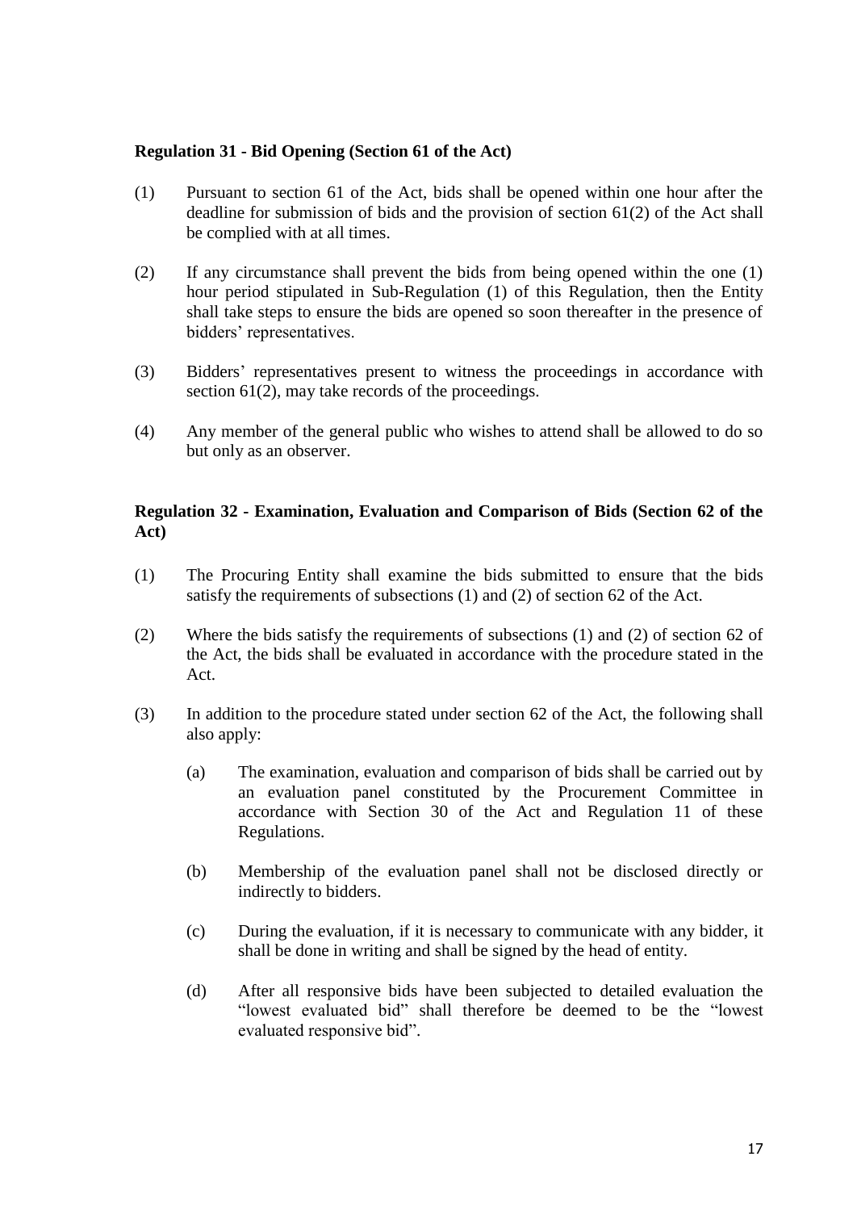**Regulation 31 - Bid Opening (Section 61 of the Act)**

(1) Pursuant to section 61 of the Act, bids shall be opened within one hour after the deadline for submission of bids and the provision of section 61(2) of the Act shall be complied with at all times.

(2) If any circumstance shall prevent the bids from being opened within the one (1) hour period stipulated in Sub-Regulation (1) of this Regulation, then the Entity shall take steps to ensure the bids are opened so soon thereafter in the presence of bidders' representatives.

(3) Bidders' representatives present to witness the proceedings in accordance with section 61(2), may take records of the proceedings.

(4) Any member of the general public who wishes to attend shall be allowed to do so but only as an observer.

**Regulation 32 - Examination, Evaluation and Comparison of Bids (Section 62 of the Act)**

(1) The Procuring Entity shall examine the bids submitted to ensure that the bids satisfy the requirements of subsections (1) and (2) of section 62 of the Act.

(2) Where the bids satisfy the requirements of subsections (1) and (2) of section 62 of the Act, the bids shall be evaluated in accordance with the procedure stated in the Act.

(3) In addition to the procedure stated under section 62 of the Act, the following shall also apply:

   (a) The examination, evaluation and comparison of bids shall be carried out by an evaluation panel constituted by the Procurement Committee in accordance with Section 30 of the Act and Regulation 11 of these Regulations.

   (b) Membership of the evaluation panel shall not be disclosed directly or indirectly to bidders.

   (c) During the evaluation, if it is necessary to communicate with any bidder, it shall be done in writing and shall be signed by the head of entity.

   (d) After all responsive bids have been subjected to detailed evaluation the "lowest evaluated bid" shall therefore be deemed to be the "lowest evaluated responsive bid".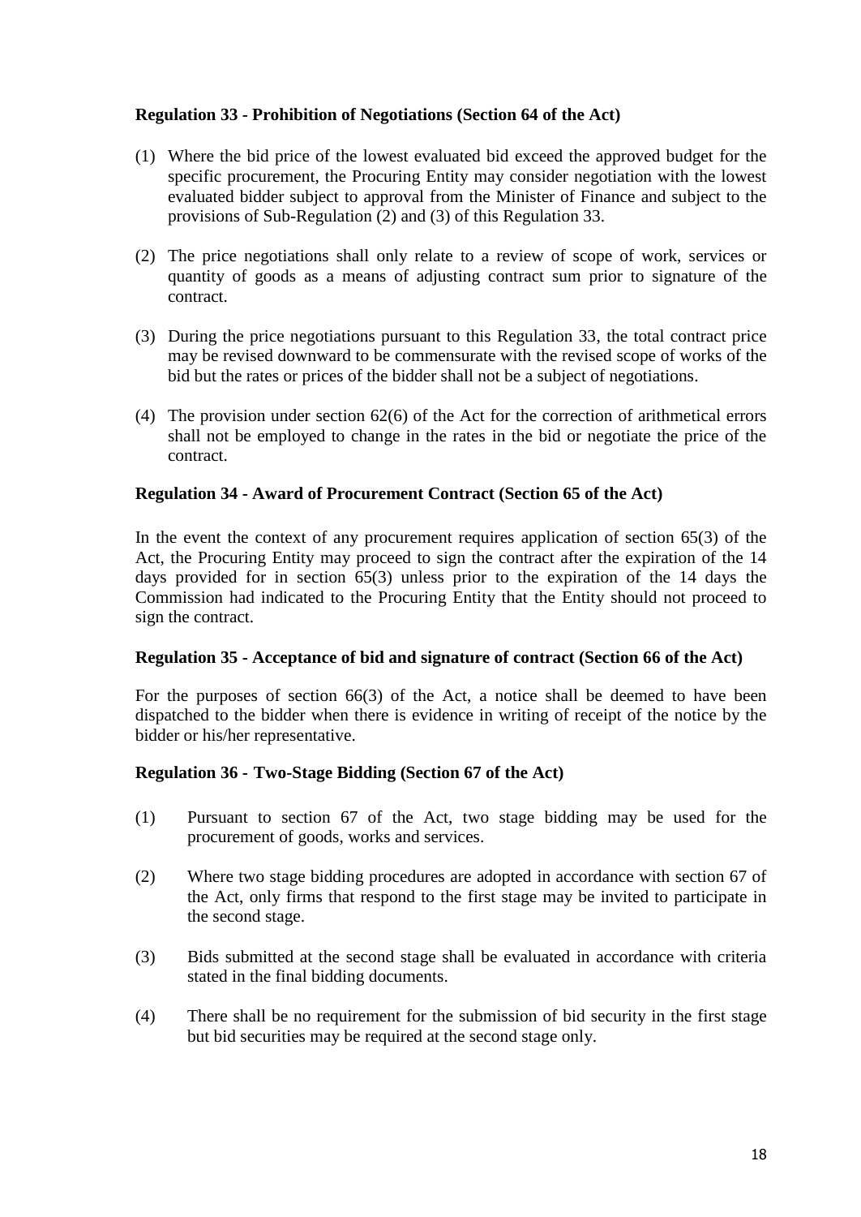**Regulation 33 - Prohibition of Negotiations (Section 64 of the Act)**

(1) Where the bid price of the lowest evaluated bid exceed the approved budget for the specific procurement, the Procuring Entity may consider negotiation with the lowest evaluated bidder subject to approval from the Minister of Finance and subject to the provisions of Sub-Regulation (2) and (3) of this Regulation 33.

(2) The price negotiations shall only relate to a review of scope of work, services or quantity of goods as a means of adjusting contract sum prior to signature of the contract.

(3) During the price negotiations pursuant to this Regulation 33, the total contract price may be revised downward to be commensurate with the revised scope of works of the bid but the rates or prices of the bidder shall not be a subject of negotiations.

(4) The provision under section 62(6) of the Act for the correction of arithmetical errors shall not be employed to change in the rates in the bid or negotiate the price of the contract.

**Regulation 34 - Award of Procurement Contract (Section 65 of the Act)**

In the event the context of any procurement requires application of section 65(3) of the Act, the Procuring Entity may proceed to sign the contract after the expiration of the 14 days provided for in section 65(3) unless prior to the expiration of the 14 days the Commission had indicated to the Procuring Entity that the Entity should not proceed to sign the contract.

**Regulation 35 - Acceptance of bid and signature of contract (Section 66 of the Act)**

For the purposes of section 66(3) of the Act, a notice shall be deemed to have been dispatched to the bidder when there is evidence in writing of receipt of the notice by the bidder or his/her representative.

**Regulation 36 - Two-Stage Bidding (Section 67 of the Act)**

(1) Pursuant to section 67 of the Act, two stage bidding may be used for the procurement of goods, works and services.

(2) Where two stage bidding procedures are adopted in accordance with section 67 of the Act, only firms that respond to the first stage may be invited to participate in the second stage.

(3) Bids submitted at the second stage shall be evaluated in accordance with criteria stated in the final bidding documents.

(4) There shall be no requirement for the submission of bid security in the first stage but bid securities may be required at the second stage only.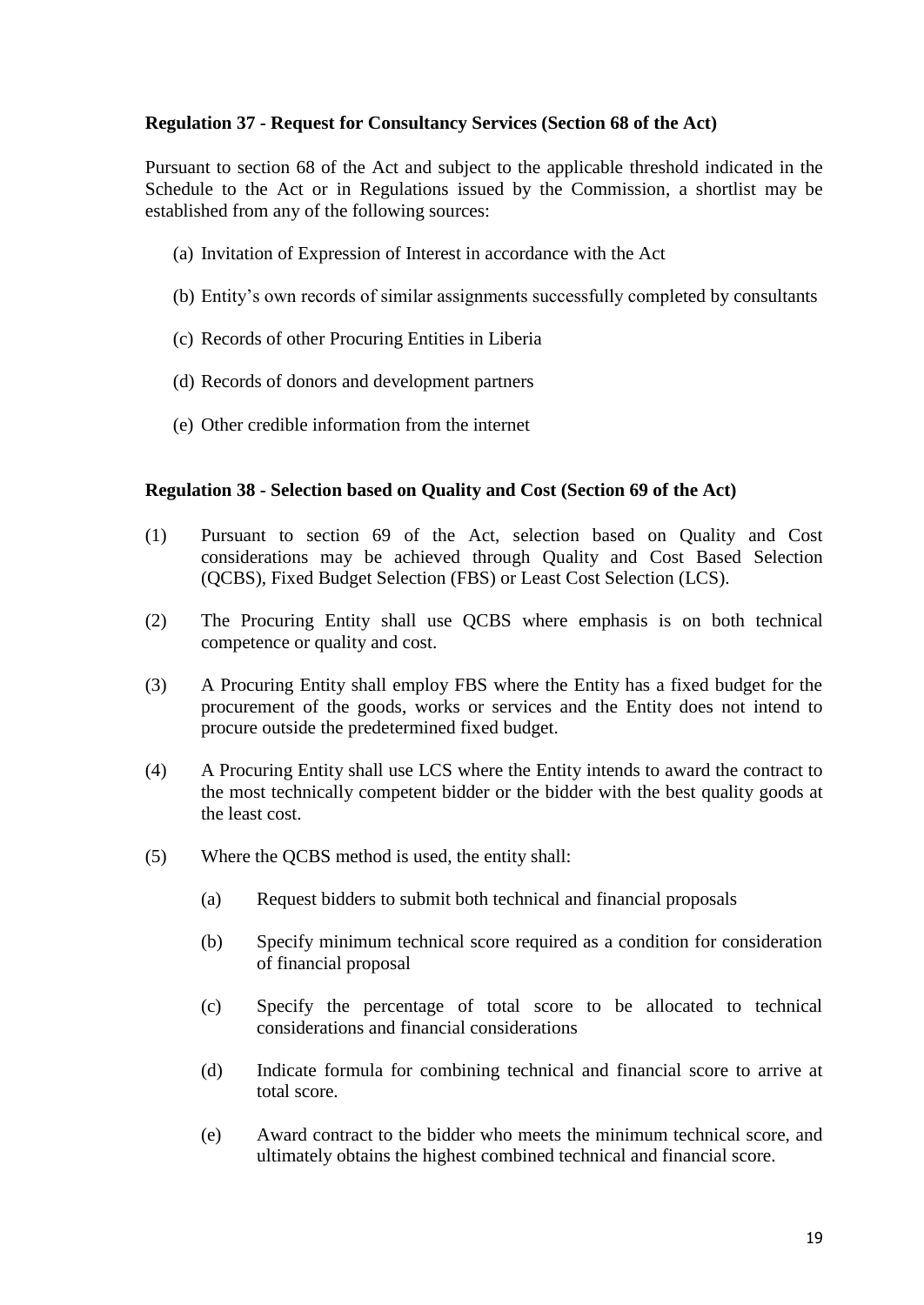**Regulation 37 - Request for Consultancy Services (Section 68 of the Act)**

Pursuant to section 68 of the Act and subject to the applicable threshold indicated in the Schedule to the Act or in Regulations issued by the Commission, a shortlist may be established from any of the following sources:

(a) Invitation of Expression of Interest in accordance with the Act

(b) Entity's own records of similar assignments successfully completed by consultants

(c) Records of other Procuring Entities in Liberia

(d) Records of donors and development partners

(e) Other credible information from the internet

**Regulation 38 - Selection based on Quality and Cost (Section 69 of the Act)**

(1) Pursuant to section 69 of the Act, selection based on Quality and Cost considerations may be achieved through Quality and Cost Based Selection (QCBS), Fixed Budget Selection (FBS) or Least Cost Selection (LCS).

(2) The Procuring Entity shall use QCBS where emphasis is on both technical competence or quality and cost.

(3) A Procuring Entity shall employ FBS where the Entity has a fixed budget for the procurement of the goods, works or services and the Entity does not intend to procure outside the predetermined fixed budget.

(4) A Procuring Entity shall use LCS where the Entity intends to award the contract to the most technically competent bidder or the bidder with the best quality goods at the least cost.

(5) Where the QCBS method is used, the entity shall:

(a) Request bidders to submit both technical and financial proposals

(b) Specify minimum technical score required as a condition for consideration of financial proposal

(c) Specify the percentage of total score to be allocated to technical considerations and financial considerations

(d) Indicate formula for combining technical and financial score to arrive at total score.

(e) Award contract to the bidder who meets the minimum technical score, and ultimately obtains the highest combined technical and financial score.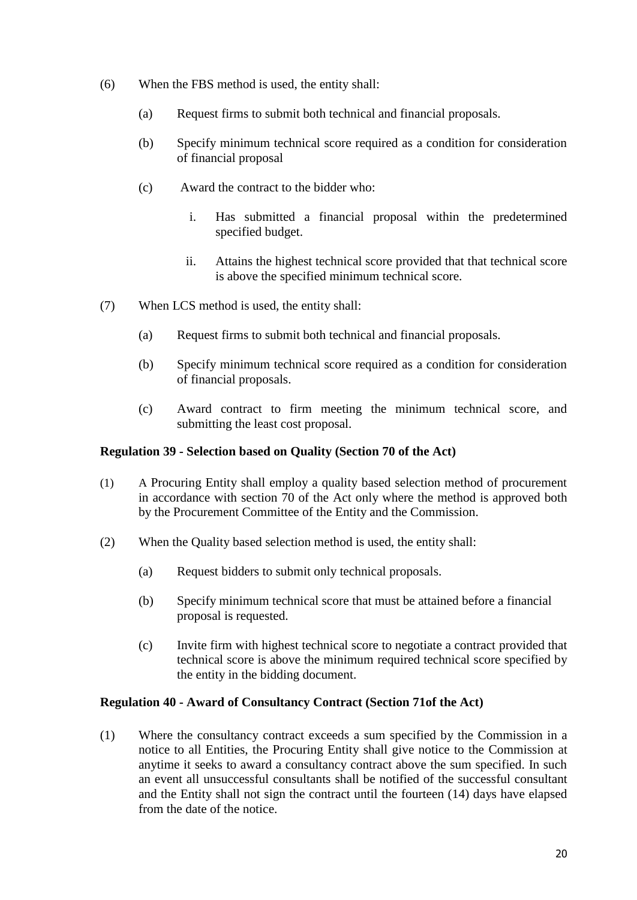(6) When the FBS method is used, the entity shall:

(a) Request firms to submit both technical and financial proposals.

(b) Specify minimum technical score required as a condition for consideration of financial proposal

(c) Award the contract to the bidder who:

i. Has submitted a financial proposal within the predetermined specified budget.

ii. Attains the highest technical score provided that that technical score is above the specified minimum technical score.

(7) When LCS method is used, the entity shall:

(a) Request firms to submit both technical and financial proposals.

(b) Specify minimum technical score required as a condition for consideration of financial proposals.

(c) Award contract to firm meeting the minimum technical score, and submitting the least cost proposal.

**Regulation 39 - Selection based on Quality (Section 70 of the Act)**

(1) A Procuring Entity shall employ a quality based selection method of procurement in accordance with section 70 of the Act only where the method is approved both by the Procurement Committee of the Entity and the Commission.

(2) When the Quality based selection method is used, the entity shall:

(a) Request bidders to submit only technical proposals.

(b) Specify minimum technical score that must be attained before a financial proposal is requested.

(c) Invite firm with highest technical score to negotiate a contract provided that technical score is above the minimum required technical score specified by the entity in the bidding document.

**Regulation 40 - Award of Consultancy Contract (Section 71of the Act)**

(1) Where the consultancy contract exceeds a sum specified by the Commission in a notice to all Entities, the Procuring Entity shall give notice to the Commission at anytime it seeks to award a consultancy contract above the sum specified. In such an event all unsuccessful consultants shall be notified of the successful consultant and the Entity shall not sign the contract until the fourteen (14) days have elapsed from the date of the notice.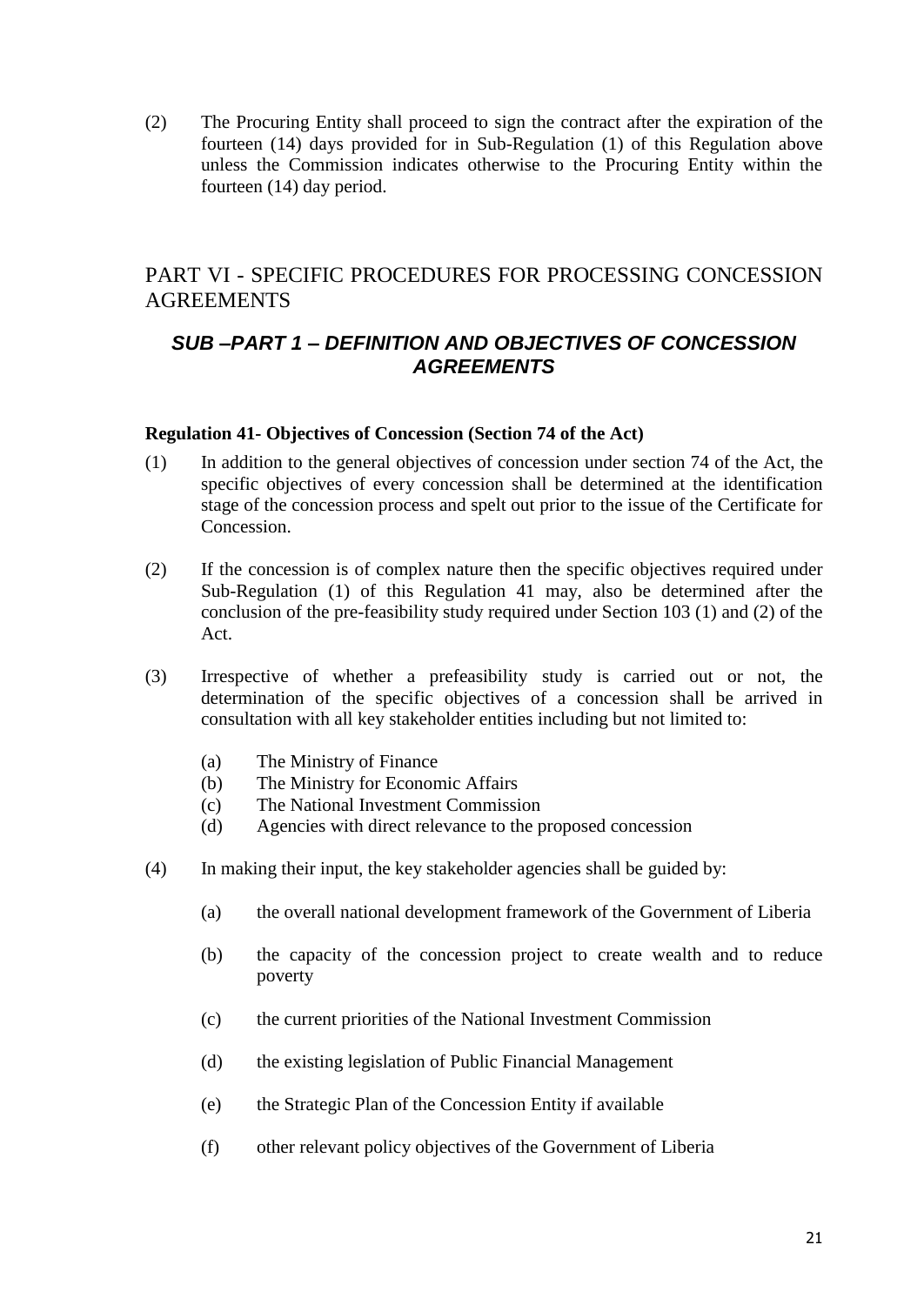(2) The Procuring Entity shall proceed to sign the contract after the expiration of the fourteen (14) days provided for in Sub-Regulation (1) of this Regulation above unless the Commission indicates otherwise to the Procuring Entity within the fourteen (14) day period.

# PART VI - SPECIFIC PROCEDURES FOR PROCESSING CONCESSION AGREEMENTS

## *SUB –PART 1 – DEFINITION AND OBJECTIVES OF CONCESSION AGREEMENTS*

**Regulation 41- Objectives of Concession (Section 74 of the Act)**

(1) In addition to the general objectives of concession under section 74 of the Act, the specific objectives of every concession shall be determined at the identification stage of the concession process and spelt out prior to the issue of the Certificate for Concession.

(2) If the concession is of complex nature then the specific objectives required under Sub-Regulation (1) of this Regulation 41 may, also be determined after the conclusion of the pre-feasibility study required under Section 103 (1) and (2) of the Act.

(3) Irrespective of whether a prefeasibility study is carried out or not, the determination of the specific objectives of a concession shall be arrived in consultation with all key stakeholder entities including but not limited to:

   (a) The Ministry of Finance
   (b) The Ministry for Economic Affairs
   (c) The National Investment Commission
   (d) Agencies with direct relevance to the proposed concession

(4) In making their input, the key stakeholder agencies shall be guided by:

   (a) the overall national development framework of the Government of Liberia

   (b) the capacity of the concession project to create wealth and to reduce poverty

   (c) the current priorities of the National Investment Commission

   (d) the existing legislation of Public Financial Management

   (e) the Strategic Plan of the Concession Entity if available

   (f) other relevant policy objectives of the Government of Liberia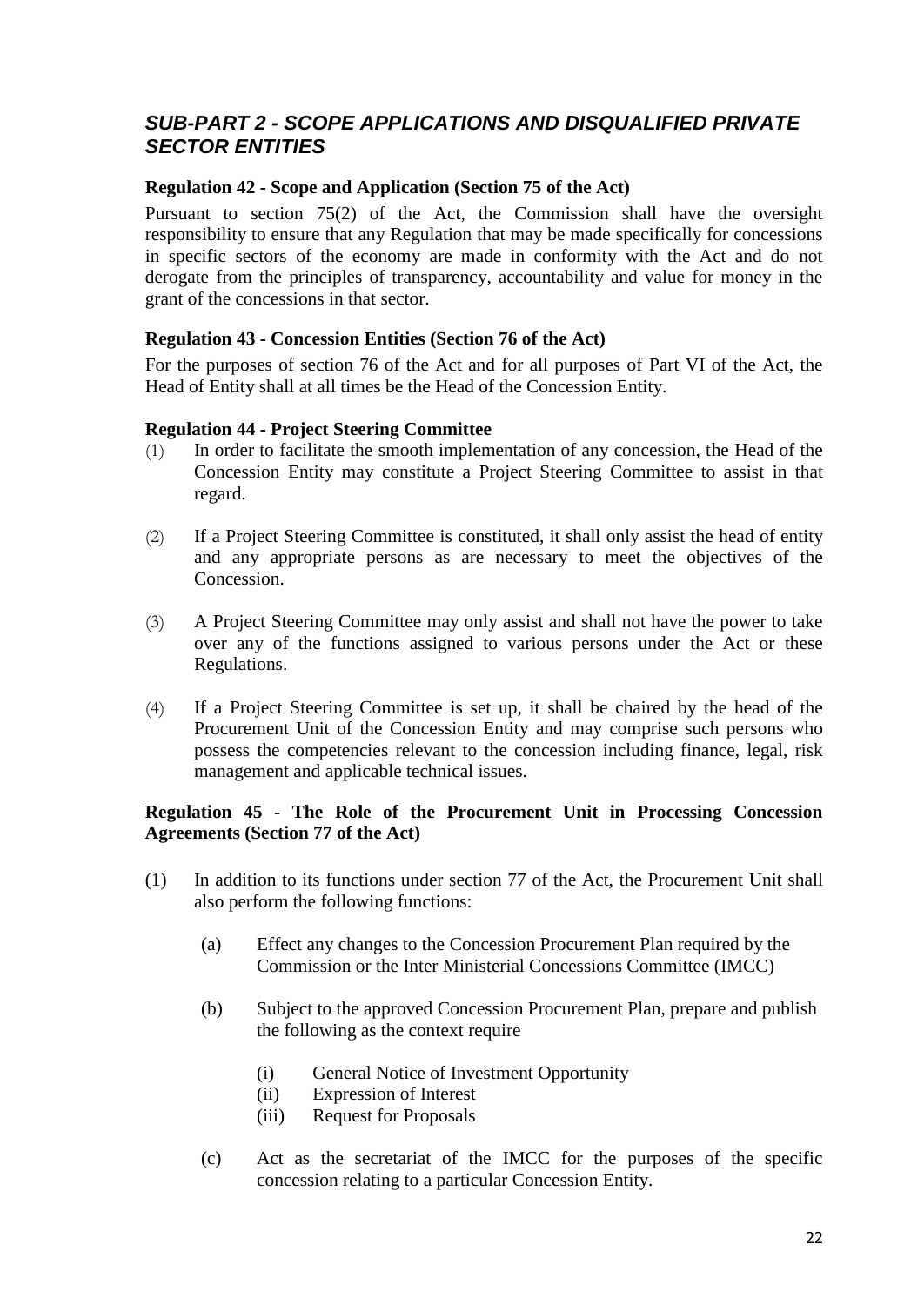## *SUB-PART 2 - SCOPE APPLICATIONS AND DISQUALIFIED PRIVATE SECTOR ENTITIES*

### Regulation 42 - Scope and Application (Section 75 of the Act)

Pursuant to section 75(2) of the Act, the Commission shall have the oversight responsibility to ensure that any Regulation that may be made specifically for concessions in specific sectors of the economy are made in conformity with the Act and do not derogate from the principles of transparency, accountability and value for money in the grant of the concessions in that sector.

### Regulation 43 - Concession Entities (Section 76 of the Act)

For the purposes of section 76 of the Act and for all purposes of Part VI of the Act, the Head of Entity shall at all times be the Head of the Concession Entity.

### Regulation 44 - Project Steering Committee

(1) In order to facilitate the smooth implementation of any concession, the Head of the Concession Entity may constitute a Project Steering Committee to assist in that regard.

(2) If a Project Steering Committee is constituted, it shall only assist the head of entity and any appropriate persons as are necessary to meet the objectives of the Concession.

(3) A Project Steering Committee may only assist and shall not have the power to take over any of the functions assigned to various persons under the Act or these Regulations.

(4) If a Project Steering Committee is set up, it shall be chaired by the head of the Procurement Unit of the Concession Entity and may comprise such persons who possess the competencies relevant to the concession including finance, legal, risk management and applicable technical issues.

### Regulation 45 - The Role of the Procurement Unit in Processing Concession Agreements (Section 77 of the Act)

(1) In addition to its functions under section 77 of the Act, the Procurement Unit shall also perform the following functions:

  (a) Effect any changes to the Concession Procurement Plan required by the Commission or the Inter Ministerial Concessions Committee (IMCC)

  (b) Subject to the approved Concession Procurement Plan, prepare and publish the following as the context require

    (i) General Notice of Investment Opportunity
    (ii) Expression of Interest
    (iii) Request for Proposals

  (c) Act as the secretariat of the IMCC for the purposes of the specific concession relating to a particular Concession Entity.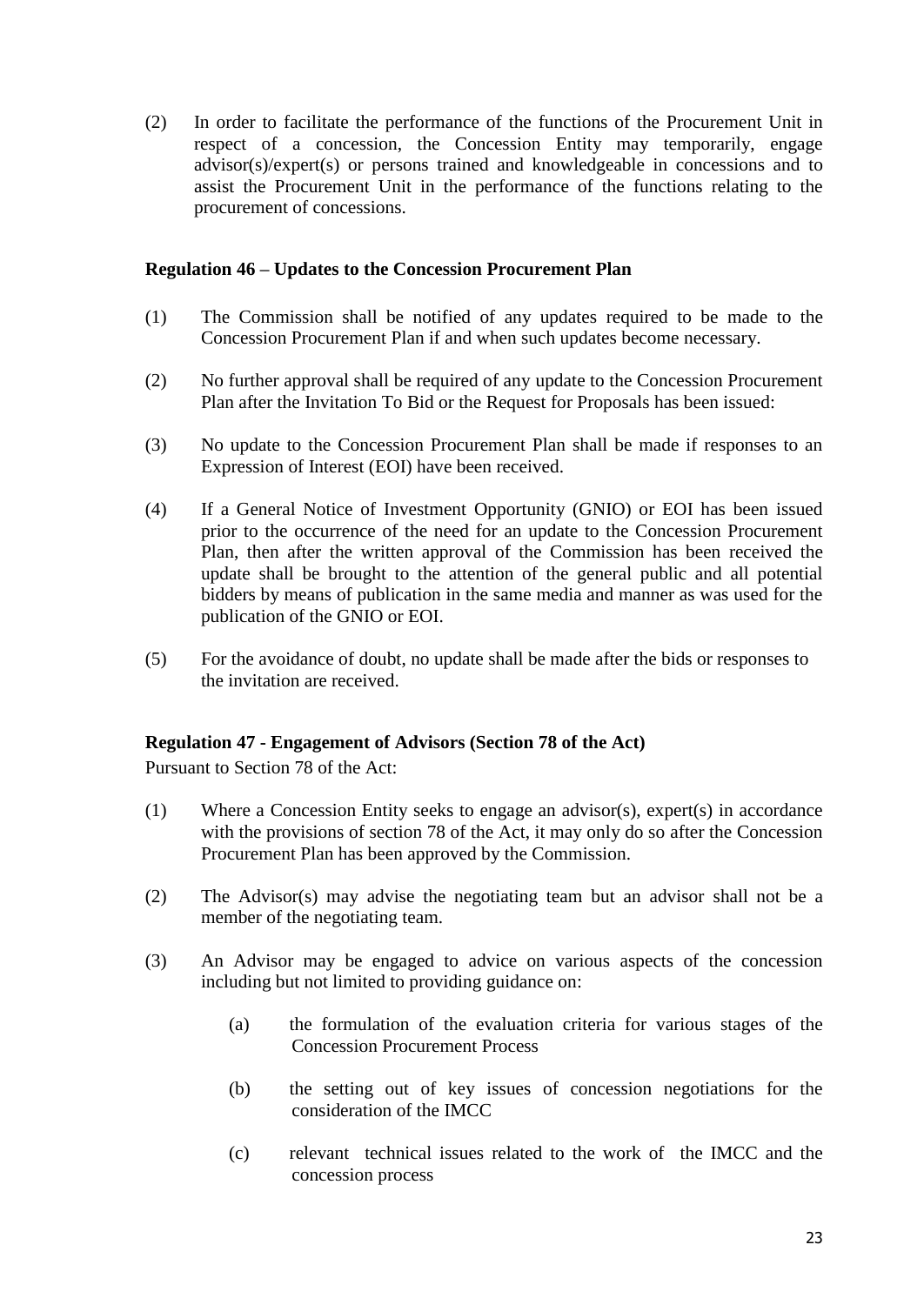(2) In order to facilitate the performance of the functions of the Procurement Unit in respect of a concession, the Concession Entity may temporarily, engage advisor(s)/expert(s) or persons trained and knowledgeable in concessions and to assist the Procurement Unit in the performance of the functions relating to the procurement of concessions.

**Regulation 46 – Updates to the Concession Procurement Plan**

(1) The Commission shall be notified of any updates required to be made to the Concession Procurement Plan if and when such updates become necessary.

(2) No further approval shall be required of any update to the Concession Procurement Plan after the Invitation To Bid or the Request for Proposals has been issued:

(3) No update to the Concession Procurement Plan shall be made if responses to an Expression of Interest (EOI) have been received.

(4) If a General Notice of Investment Opportunity (GNIO) or EOI has been issued prior to the occurrence of the need for an update to the Concession Procurement Plan, then after the written approval of the Commission has been received the update shall be brought to the attention of the general public and all potential bidders by means of publication in the same media and manner as was used for the publication of the GNIO or EOI.

(5) For the avoidance of doubt, no update shall be made after the bids or responses to the invitation are received.

**Regulation 47 - Engagement of Advisors (Section 78 of the Act)**

Pursuant to Section 78 of the Act:

(1) Where a Concession Entity seeks to engage an advisor(s), expert(s) in accordance with the provisions of section 78 of the Act, it may only do so after the Concession Procurement Plan has been approved by the Commission.

(2) The Advisor(s) may advise the negotiating team but an advisor shall not be a member of the negotiating team.

(3) An Advisor may be engaged to advice on various aspects of the concession including but not limited to providing guidance on:

   (a) the formulation of the evaluation criteria for various stages of the Concession Procurement Process

   (b) the setting out of key issues of concession negotiations for the consideration of the IMCC

   (c) relevant technical issues related to the work of the IMCC and the concession process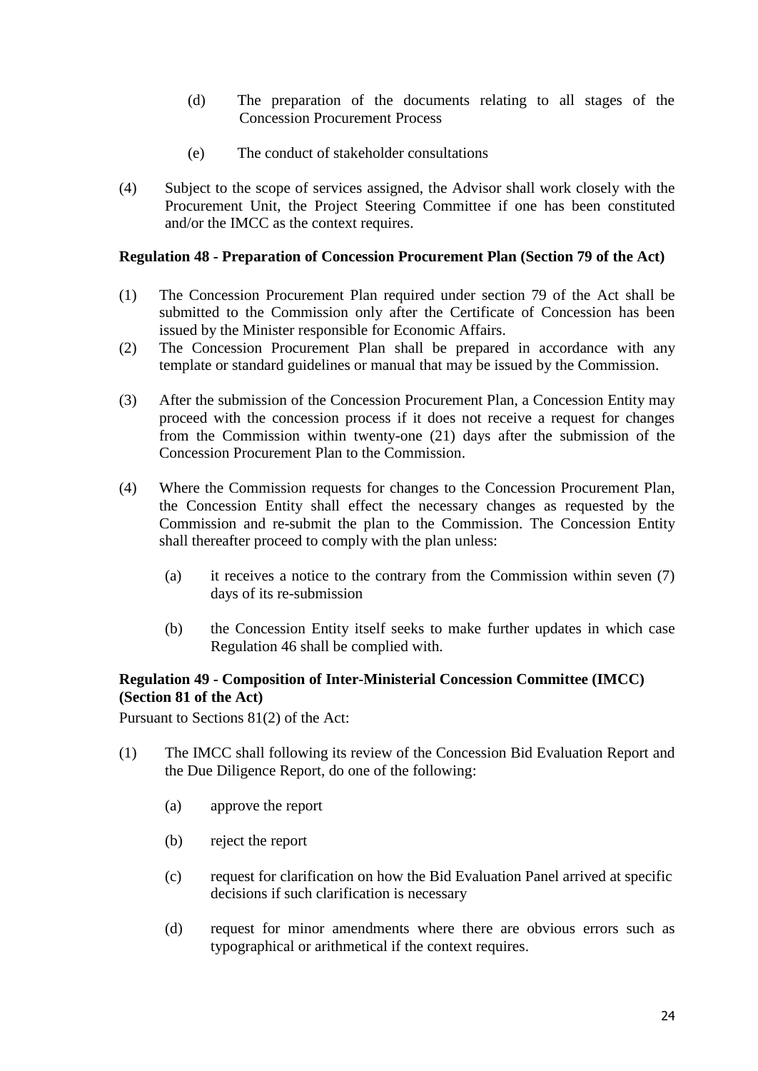(d) The preparation of the documents relating to all stages of the Concession Procurement Process

(e) The conduct of stakeholder consultations

(4) Subject to the scope of services assigned, the Advisor shall work closely with the Procurement Unit, the Project Steering Committee if one has been constituted and/or the IMCC as the context requires.

**Regulation 48 - Preparation of Concession Procurement Plan (Section 79 of the Act)**

(1) The Concession Procurement Plan required under section 79 of the Act shall be submitted to the Commission only after the Certificate of Concession has been issued by the Minister responsible for Economic Affairs.

(2) The Concession Procurement Plan shall be prepared in accordance with any template or standard guidelines or manual that may be issued by the Commission.

(3) After the submission of the Concession Procurement Plan, a Concession Entity may proceed with the concession process if it does not receive a request for changes from the Commission within twenty-one (21) days after the submission of the Concession Procurement Plan to the Commission.

(4) Where the Commission requests for changes to the Concession Procurement Plan, the Concession Entity shall effect the necessary changes as requested by the Commission and re-submit the plan to the Commission. The Concession Entity shall thereafter proceed to comply with the plan unless:

(a) it receives a notice to the contrary from the Commission within seven (7) days of its re-submission

(b) the Concession Entity itself seeks to make further updates in which case Regulation 46 shall be complied with.

**Regulation 49 - Composition of Inter-Ministerial Concession Committee (IMCC) (Section 81 of the Act)**

Pursuant to Sections 81(2) of the Act:

(1) The IMCC shall following its review of the Concession Bid Evaluation Report and the Due Diligence Report, do one of the following:

(a) approve the report

(b) reject the report

(c) request for clarification on how the Bid Evaluation Panel arrived at specific decisions if such clarification is necessary

(d) request for minor amendments where there are obvious errors such as typographical or arithmetical if the context requires.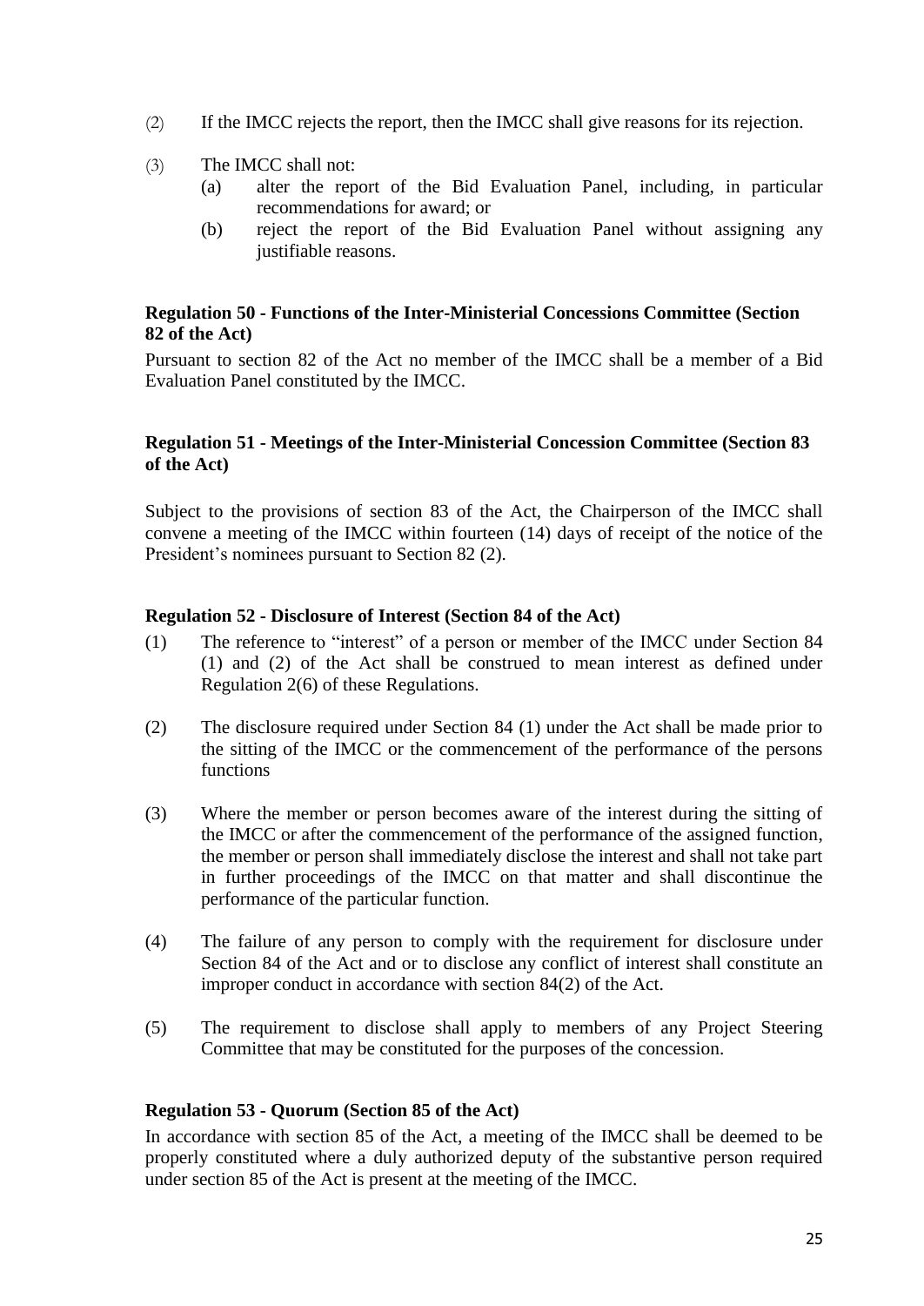(2) If the IMCC rejects the report, then the IMCC shall give reasons for its rejection.

(3) The IMCC shall not:
   (a) alter the report of the Bid Evaluation Panel, including, in particular recommendations for award; or
   (b) reject the report of the Bid Evaluation Panel without assigning any justifiable reasons.

**Regulation 50 - Functions of the Inter-Ministerial Concessions Committee (Section 82 of the Act)**

Pursuant to section 82 of the Act no member of the IMCC shall be a member of a Bid Evaluation Panel constituted by the IMCC.

**Regulation 51 - Meetings of the Inter-Ministerial Concession Committee (Section 83 of the Act)**

Subject to the provisions of section 83 of the Act, the Chairperson of the IMCC shall convene a meeting of the IMCC within fourteen (14) days of receipt of the notice of the President's nominees pursuant to Section 82 (2).

**Regulation 52 - Disclosure of Interest (Section 84 of the Act)**

(1) The reference to "interest" of a person or member of the IMCC under Section 84 (1) and (2) of the Act shall be construed to mean interest as defined under Regulation 2(6) of these Regulations.

(2) The disclosure required under Section 84 (1) under the Act shall be made prior to the sitting of the IMCC or the commencement of the performance of the persons functions

(3) Where the member or person becomes aware of the interest during the sitting of the IMCC or after the commencement of the performance of the assigned function, the member or person shall immediately disclose the interest and shall not take part in further proceedings of the IMCC on that matter and shall discontinue the performance of the particular function.

(4) The failure of any person to comply with the requirement for disclosure under Section 84 of the Act and or to disclose any conflict of interest shall constitute an improper conduct in accordance with section 84(2) of the Act.

(5) The requirement to disclose shall apply to members of any Project Steering Committee that may be constituted for the purposes of the concession.

**Regulation 53 - Quorum (Section 85 of the Act)**

In accordance with section 85 of the Act, a meeting of the IMCC shall be deemed to be properly constituted where a duly authorized deputy of the substantive person required under section 85 of the Act is present at the meeting of the IMCC.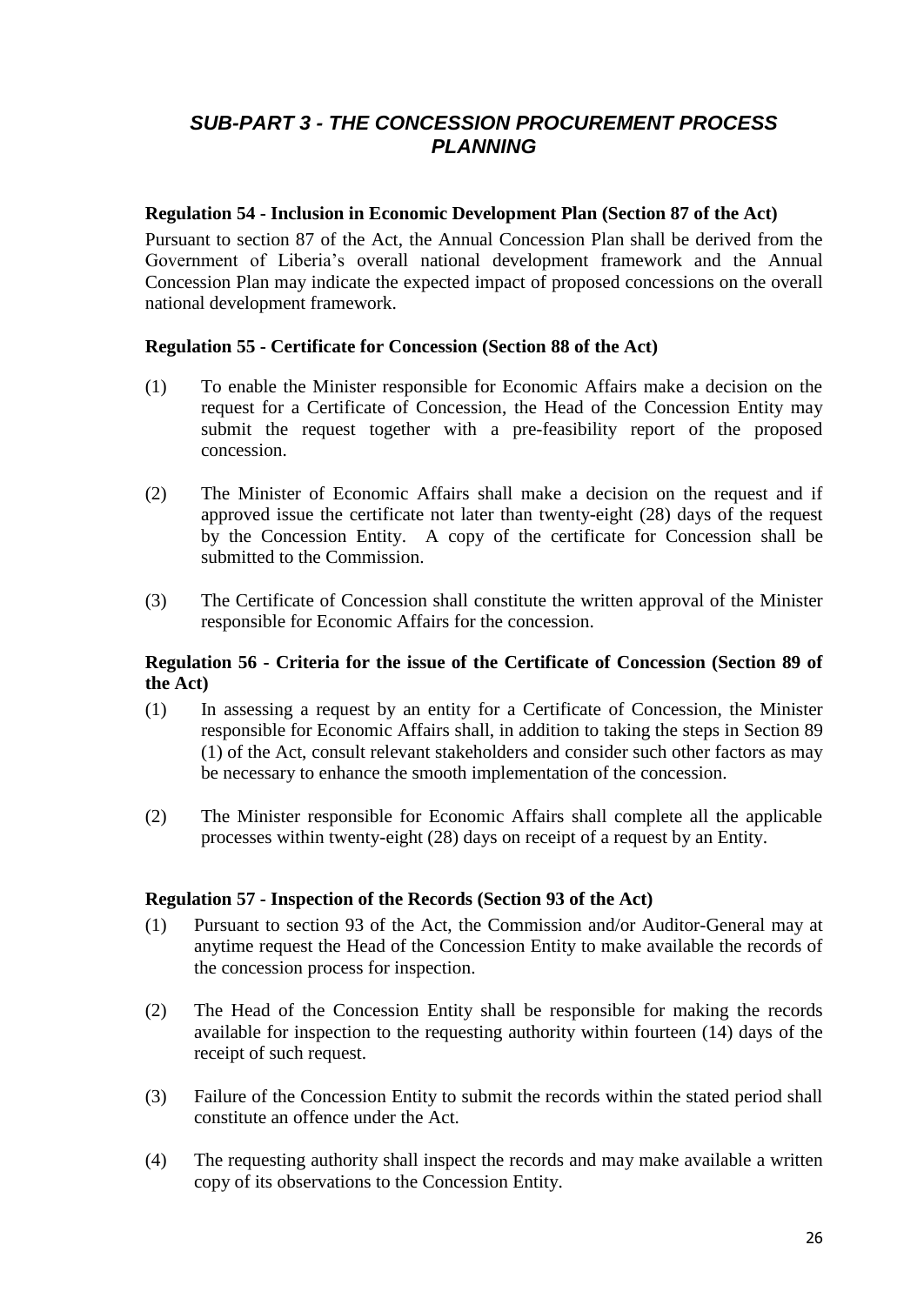## *SUB-PART 3 - THE CONCESSION PROCUREMENT PROCESS PLANNING*

**Regulation 54 - Inclusion in Economic Development Plan (Section 87 of the Act)**

Pursuant to section 87 of the Act, the Annual Concession Plan shall be derived from the Government of Liberia's overall national development framework and the Annual Concession Plan may indicate the expected impact of proposed concessions on the overall national development framework.

**Regulation 55 - Certificate for Concession (Section 88 of the Act)**

(1) To enable the Minister responsible for Economic Affairs make a decision on the request for a Certificate of Concession, the Head of the Concession Entity may submit the request together with a pre-feasibility report of the proposed concession.

(2) The Minister of Economic Affairs shall make a decision on the request and if approved issue the certificate not later than twenty-eight (28) days of the request by the Concession Entity. A copy of the certificate for Concession shall be submitted to the Commission.

(3) The Certificate of Concession shall constitute the written approval of the Minister responsible for Economic Affairs for the concession.

**Regulation 56 - Criteria for the issue of the Certificate of Concession (Section 89 of the Act)**

(1) In assessing a request by an entity for a Certificate of Concession, the Minister responsible for Economic Affairs shall, in addition to taking the steps in Section 89 (1) of the Act, consult relevant stakeholders and consider such other factors as may be necessary to enhance the smooth implementation of the concession.

(2) The Minister responsible for Economic Affairs shall complete all the applicable processes within twenty-eight (28) days on receipt of a request by an Entity.

**Regulation 57 - Inspection of the Records (Section 93 of the Act)**

(1) Pursuant to section 93 of the Act, the Commission and/or Auditor-General may at anytime request the Head of the Concession Entity to make available the records of the concession process for inspection.

(2) The Head of the Concession Entity shall be responsible for making the records available for inspection to the requesting authority within fourteen (14) days of the receipt of such request.

(3) Failure of the Concession Entity to submit the records within the stated period shall constitute an offence under the Act.

(4) The requesting authority shall inspect the records and may make available a written copy of its observations to the Concession Entity.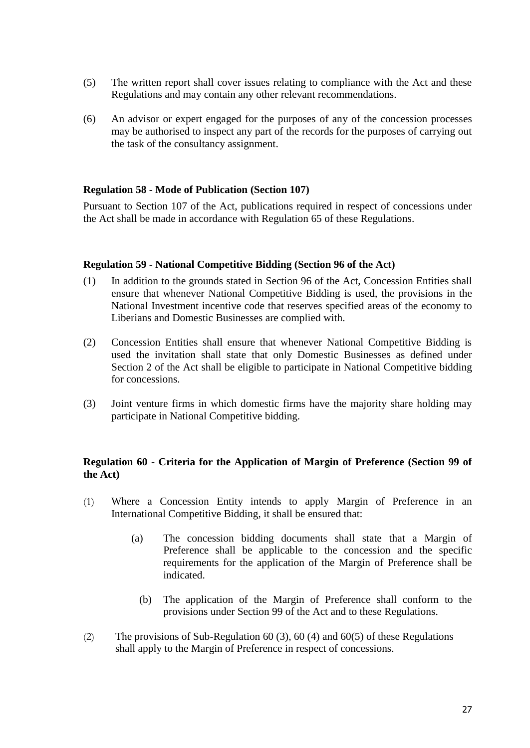(5) The written report shall cover issues relating to compliance with the Act and these Regulations and may contain any other relevant recommendations.

(6) An advisor or expert engaged for the purposes of any of the concession processes may be authorised to inspect any part of the records for the purposes of carrying out the task of the consultancy assignment.

**Regulation 58 - Mode of Publication (Section 107)**

Pursuant to Section 107 of the Act, publications required in respect of concessions under the Act shall be made in accordance with Regulation 65 of these Regulations.

**Regulation 59 - National Competitive Bidding (Section 96 of the Act)**

(1) In addition to the grounds stated in Section 96 of the Act, Concession Entities shall ensure that whenever National Competitive Bidding is used, the provisions in the National Investment incentive code that reserves specified areas of the economy to Liberians and Domestic Businesses are complied with.

(2) Concession Entities shall ensure that whenever National Competitive Bidding is used the invitation shall state that only Domestic Businesses as defined under Section 2 of the Act shall be eligible to participate in National Competitive bidding for concessions.

(3) Joint venture firms in which domestic firms have the majority share holding may participate in National Competitive bidding.

**Regulation 60 - Criteria for the Application of Margin of Preference (Section 99 of the Act)**

(1) Where a Concession Entity intends to apply Margin of Preference in an International Competitive Bidding, it shall be ensured that:

   (a) The concession bidding documents shall state that a Margin of Preference shall be applicable to the concession and the specific requirements for the application of the Margin of Preference shall be indicated.

   (b) The application of the Margin of Preference shall conform to the provisions under Section 99 of the Act and to these Regulations.

(2) The provisions of Sub-Regulation 60 (3), 60 (4) and 60(5) of these Regulations shall apply to the Margin of Preference in respect of concessions.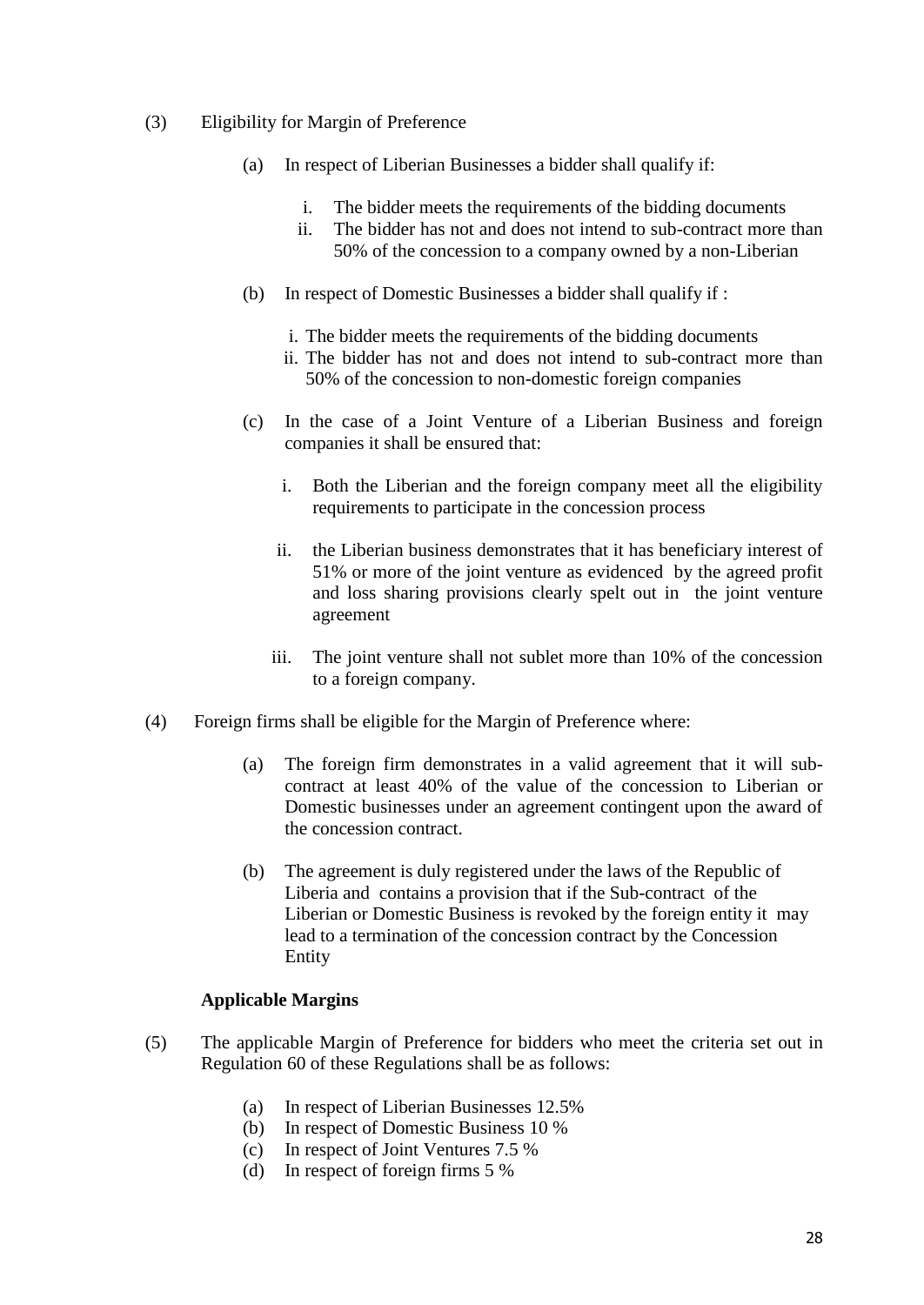(3) Eligibility for Margin of Preference

(a) In respect of Liberian Businesses a bidder shall qualify if:

i. The bidder meets the requirements of the bidding documents
ii. The bidder has not and does not intend to sub-contract more than 50% of the concession to a company owned by a non-Liberian

(b) In respect of Domestic Businesses a bidder shall qualify if :

i. The bidder meets the requirements of the bidding documents
ii. The bidder has not and does not intend to sub-contract more than 50% of the concession to non-domestic foreign companies

(c) In the case of a Joint Venture of a Liberian Business and foreign companies it shall be ensured that:

i. Both the Liberian and the foreign company meet all the eligibility requirements to participate in the concession process

ii. the Liberian business demonstrates that it has beneficiary interest of 51% or more of the joint venture as evidenced by the agreed profit and loss sharing provisions clearly spelt out in the joint venture agreement

iii. The joint venture shall not sublet more than 10% of the concession to a foreign company.

(4) Foreign firms shall be eligible for the Margin of Preference where:

(a) The foreign firm demonstrates in a valid agreement that it will sub-contract at least 40% of the value of the concession to Liberian or Domestic businesses under an agreement contingent upon the award of the concession contract.

(b) The agreement is duly registered under the laws of the Republic of Liberia and contains a provision that if the Sub-contract of the Liberian or Domestic Business is revoked by the foreign entity it may lead to a termination of the concession contract by the Concession Entity

**Applicable Margins**

(5) The applicable Margin of Preference for bidders who meet the criteria set out in Regulation 60 of these Regulations shall be as follows:

(a) In respect of Liberian Businesses 12.5%
(b) In respect of Domestic Business 10 %
(c) In respect of Joint Ventures 7.5 %
(d) In respect of foreign firms 5 %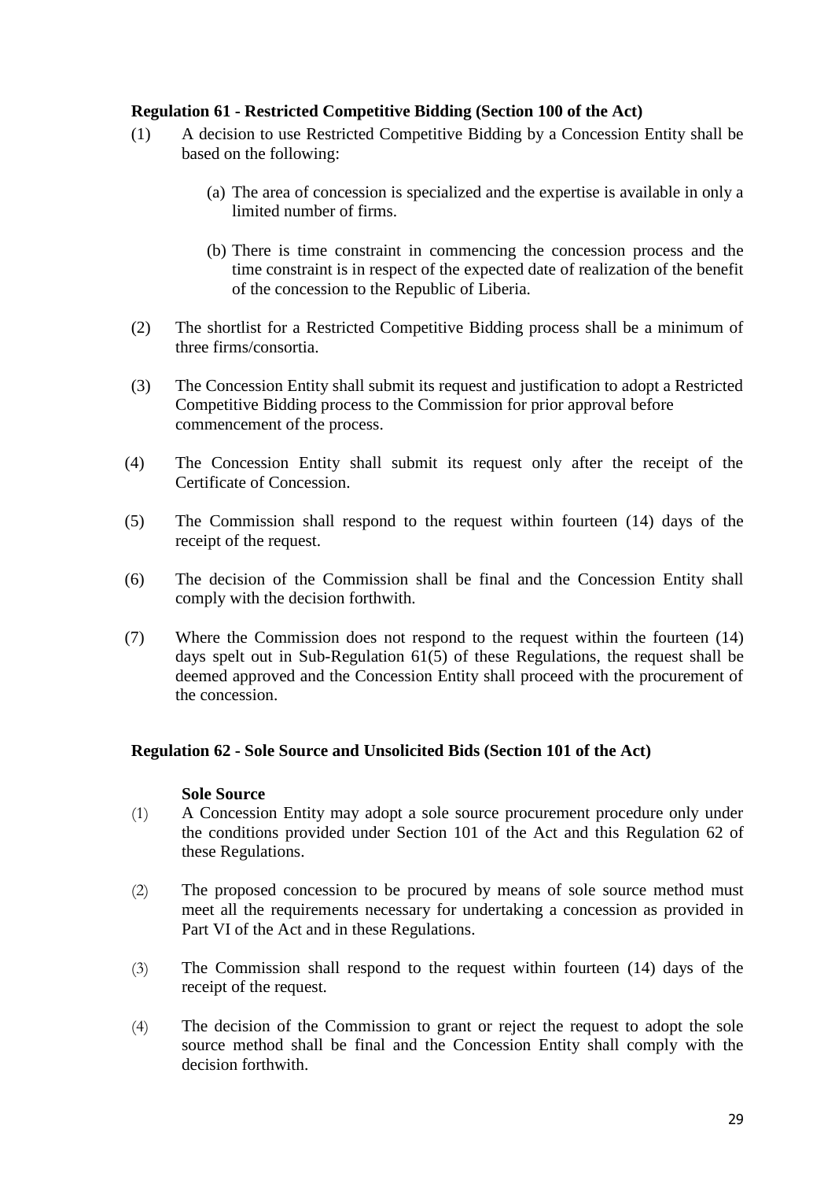**Regulation 61 - Restricted Competitive Bidding (Section 100 of the Act)**

(1) A decision to use Restricted Competitive Bidding by a Concession Entity shall be based on the following:

(a) The area of concession is specialized and the expertise is available in only a limited number of firms.

(b) There is time constraint in commencing the concession process and the time constraint is in respect of the expected date of realization of the benefit of the concession to the Republic of Liberia.

(2) The shortlist for a Restricted Competitive Bidding process shall be a minimum of three firms/consortia.

(3) The Concession Entity shall submit its request and justification to adopt a Restricted Competitive Bidding process to the Commission for prior approval before commencement of the process.

(4) The Concession Entity shall submit its request only after the receipt of the Certificate of Concession.

(5) The Commission shall respond to the request within fourteen (14) days of the receipt of the request.

(6) The decision of the Commission shall be final and the Concession Entity shall comply with the decision forthwith.

(7) Where the Commission does not respond to the request within the fourteen (14) days spelt out in Sub-Regulation 61(5) of these Regulations, the request shall be deemed approved and the Concession Entity shall proceed with the procurement of the concession.

**Regulation 62 - Sole Source and Unsolicited Bids (Section 101 of the Act)**

**Sole Source**

(1) A Concession Entity may adopt a sole source procurement procedure only under the conditions provided under Section 101 of the Act and this Regulation 62 of these Regulations.

(2) The proposed concession to be procured by means of sole source method must meet all the requirements necessary for undertaking a concession as provided in Part VI of the Act and in these Regulations.

(3) The Commission shall respond to the request within fourteen (14) days of the receipt of the request.

(4) The decision of the Commission to grant or reject the request to adopt the sole source method shall be final and the Concession Entity shall comply with the decision forthwith.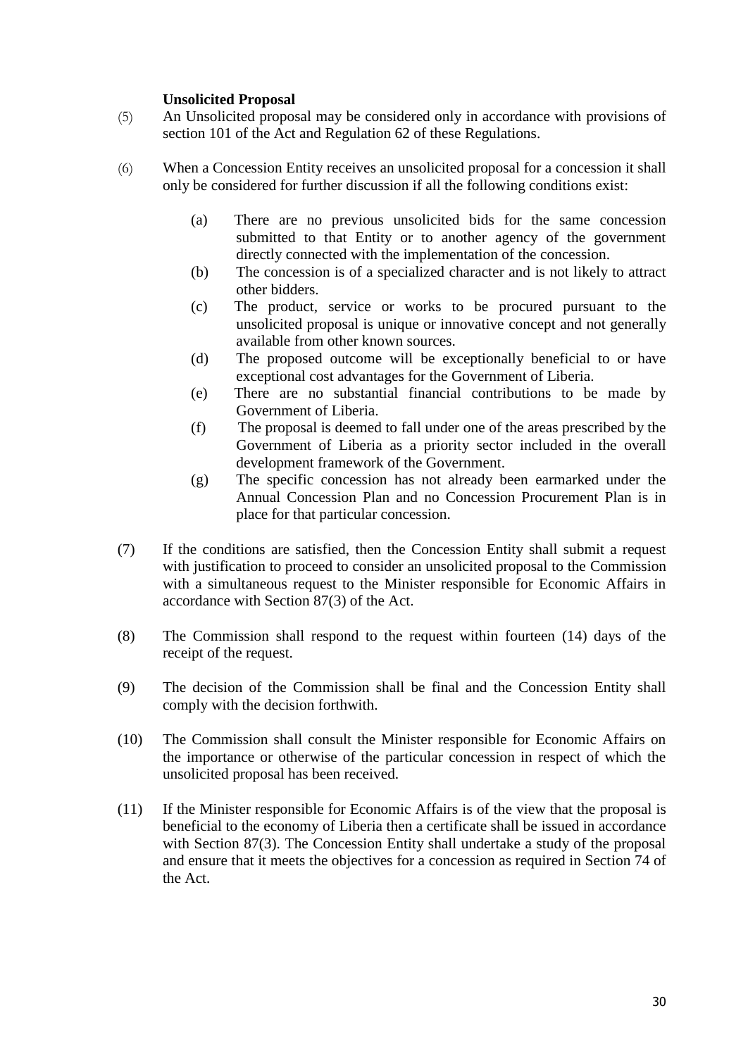**Unsolicited Proposal**

(5) An Unsolicited proposal may be considered only in accordance with provisions of section 101 of the Act and Regulation 62 of these Regulations.

(6) When a Concession Entity receives an unsolicited proposal for a concession it shall only be considered for further discussion if all the following conditions exist:

   (a) There are no previous unsolicited bids for the same concession submitted to that Entity or to another agency of the government directly connected with the implementation of the concession.
   (b) The concession is of a specialized character and is not likely to attract other bidders.
   (c) The product, service or works to be procured pursuant to the unsolicited proposal is unique or innovative concept and not generally available from other known sources.
   (d) The proposed outcome will be exceptionally beneficial to or have exceptional cost advantages for the Government of Liberia.
   (e) There are no substantial financial contributions to be made by Government of Liberia.
   (f) The proposal is deemed to fall under one of the areas prescribed by the Government of Liberia as a priority sector included in the overall development framework of the Government.
   (g) The specific concession has not already been earmarked under the Annual Concession Plan and no Concession Procurement Plan is in place for that particular concession.

(7) If the conditions are satisfied, then the Concession Entity shall submit a request with justification to proceed to consider an unsolicited proposal to the Commission with a simultaneous request to the Minister responsible for Economic Affairs in accordance with Section 87(3) of the Act.

(8) The Commission shall respond to the request within fourteen (14) days of the receipt of the request.

(9) The decision of the Commission shall be final and the Concession Entity shall comply with the decision forthwith.

(10) The Commission shall consult the Minister responsible for Economic Affairs on the importance or otherwise of the particular concession in respect of which the unsolicited proposal has been received.

(11) If the Minister responsible for Economic Affairs is of the view that the proposal is beneficial to the economy of Liberia then a certificate shall be issued in accordance with Section 87(3). The Concession Entity shall undertake a study of the proposal and ensure that it meets the objectives for a concession as required in Section 74 of the Act.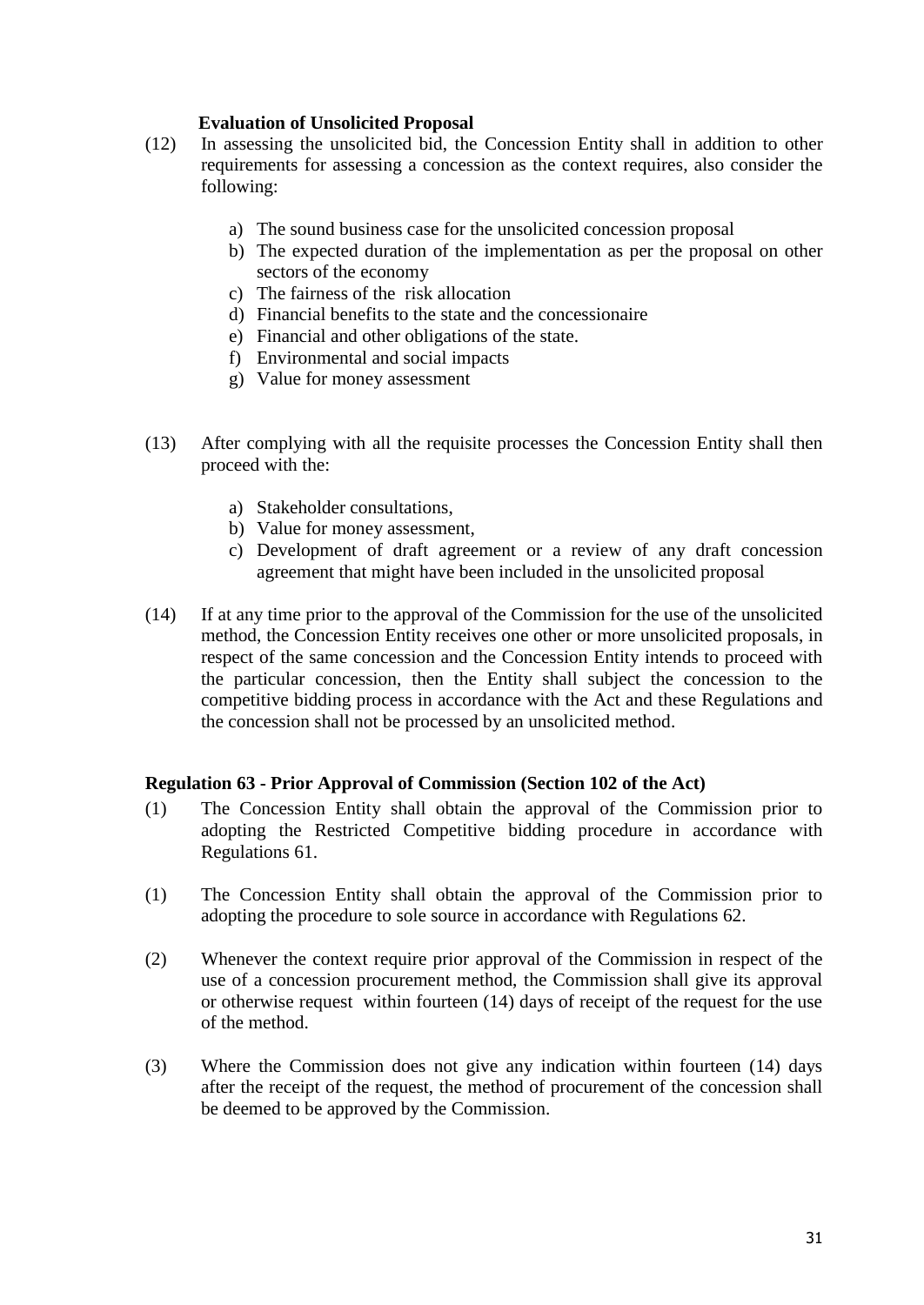**Evaluation of Unsolicited Proposal**

(12) In assessing the unsolicited bid, the Concession Entity shall in addition to other requirements for assessing a concession as the context requires, also consider the following:

   a) The sound business case for the unsolicited concession proposal
   b) The expected duration of the implementation as per the proposal on other sectors of the economy
   c) The fairness of the risk allocation
   d) Financial benefits to the state and the concessionaire
   e) Financial and other obligations of the state.
   f) Environmental and social impacts
   g) Value for money assessment

(13) After complying with all the requisite processes the Concession Entity shall then proceed with the:

   a) Stakeholder consultations,
   b) Value for money assessment,
   c) Development of draft agreement or a review of any draft concession agreement that might have been included in the unsolicited proposal

(14) If at any time prior to the approval of the Commission for the use of the unsolicited method, the Concession Entity receives one other or more unsolicited proposals, in respect of the same concession and the Concession Entity intends to proceed with the particular concession, then the Entity shall subject the concession to the competitive bidding process in accordance with the Act and these Regulations and the concession shall not be processed by an unsolicited method.

**Regulation 63 - Prior Approval of Commission (Section 102 of the Act)**

(1) The Concession Entity shall obtain the approval of the Commission prior to adopting the Restricted Competitive bidding procedure in accordance with Regulations 61.

(1) The Concession Entity shall obtain the approval of the Commission prior to adopting the procedure to sole source in accordance with Regulations 62.

(2) Whenever the context require prior approval of the Commission in respect of the use of a concession procurement method, the Commission shall give its approval or otherwise request within fourteen (14) days of receipt of the request for the use of the method.

(3) Where the Commission does not give any indication within fourteen (14) days after the receipt of the request, the method of procurement of the concession shall be deemed to be approved by the Commission.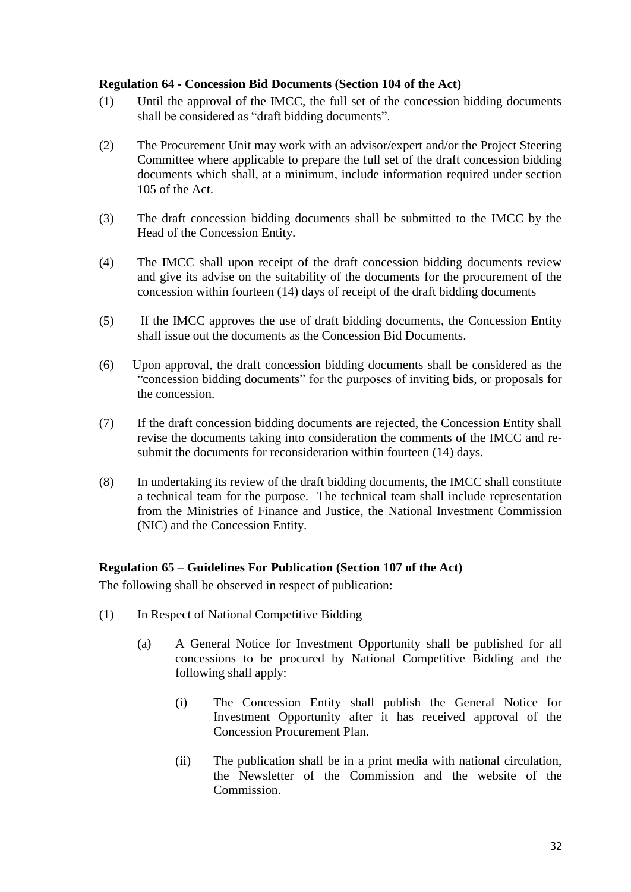**Regulation 64 - Concession Bid Documents (Section 104 of the Act)**

(1) Until the approval of the IMCC, the full set of the concession bidding documents shall be considered as "draft bidding documents".

(2) The Procurement Unit may work with an advisor/expert and/or the Project Steering Committee where applicable to prepare the full set of the draft concession bidding documents which shall, at a minimum, include information required under section 105 of the Act.

(3) The draft concession bidding documents shall be submitted to the IMCC by the Head of the Concession Entity.

(4) The IMCC shall upon receipt of the draft concession bidding documents review and give its advise on the suitability of the documents for the procurement of the concession within fourteen (14) days of receipt of the draft bidding documents

(5) If the IMCC approves the use of draft bidding documents, the Concession Entity shall issue out the documents as the Concession Bid Documents.

(6) Upon approval, the draft concession bidding documents shall be considered as the "concession bidding documents" for the purposes of inviting bids, or proposals for the concession.

(7) If the draft concession bidding documents are rejected, the Concession Entity shall revise the documents taking into consideration the comments of the IMCC and re-submit the documents for reconsideration within fourteen (14) days.

(8) In undertaking its review of the draft bidding documents, the IMCC shall constitute a technical team for the purpose. The technical team shall include representation from the Ministries of Finance and Justice, the National Investment Commission (NIC) and the Concession Entity.

**Regulation 65 – Guidelines For Publication (Section 107 of the Act)**

The following shall be observed in respect of publication:

(1) In Respect of National Competitive Bidding

(a) A General Notice for Investment Opportunity shall be published for all concessions to be procured by National Competitive Bidding and the following shall apply:

(i) The Concession Entity shall publish the General Notice for Investment Opportunity after it has received approval of the Concession Procurement Plan.

(ii) The publication shall be in a print media with national circulation, the Newsletter of the Commission and the website of the Commission.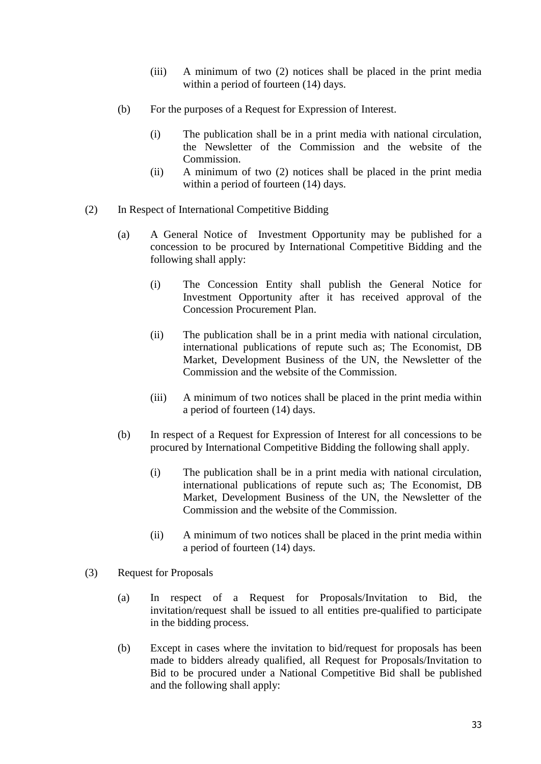(iii) A minimum of two (2) notices shall be placed in the print media within a period of fourteen (14) days.

(b) For the purposes of a Request for Expression of Interest.

(i) The publication shall be in a print media with national circulation, the Newsletter of the Commission and the website of the Commission.

(ii) A minimum of two (2) notices shall be placed in the print media within a period of fourteen (14) days.

(2) In Respect of International Competitive Bidding

(a) A General Notice of Investment Opportunity may be published for a concession to be procured by International Competitive Bidding and the following shall apply:

(i) The Concession Entity shall publish the General Notice for Investment Opportunity after it has received approval of the Concession Procurement Plan.

(ii) The publication shall be in a print media with national circulation, international publications of repute such as; The Economist, DB Market, Development Business of the UN, the Newsletter of the Commission and the website of the Commission.

(iii) A minimum of two notices shall be placed in the print media within a period of fourteen (14) days.

(b) In respect of a Request for Expression of Interest for all concessions to be procured by International Competitive Bidding the following shall apply.

(i) The publication shall be in a print media with national circulation, international publications of repute such as; The Economist, DB Market, Development Business of the UN, the Newsletter of the Commission and the website of the Commission.

(ii) A minimum of two notices shall be placed in the print media within a period of fourteen (14) days.

(3) Request for Proposals

(a) In respect of a Request for Proposals/Invitation to Bid, the invitation/request shall be issued to all entities pre-qualified to participate in the bidding process.

(b) Except in cases where the invitation to bid/request for proposals has been made to bidders already qualified, all Request for Proposals/Invitation to Bid to be procured under a National Competitive Bid shall be published and the following shall apply: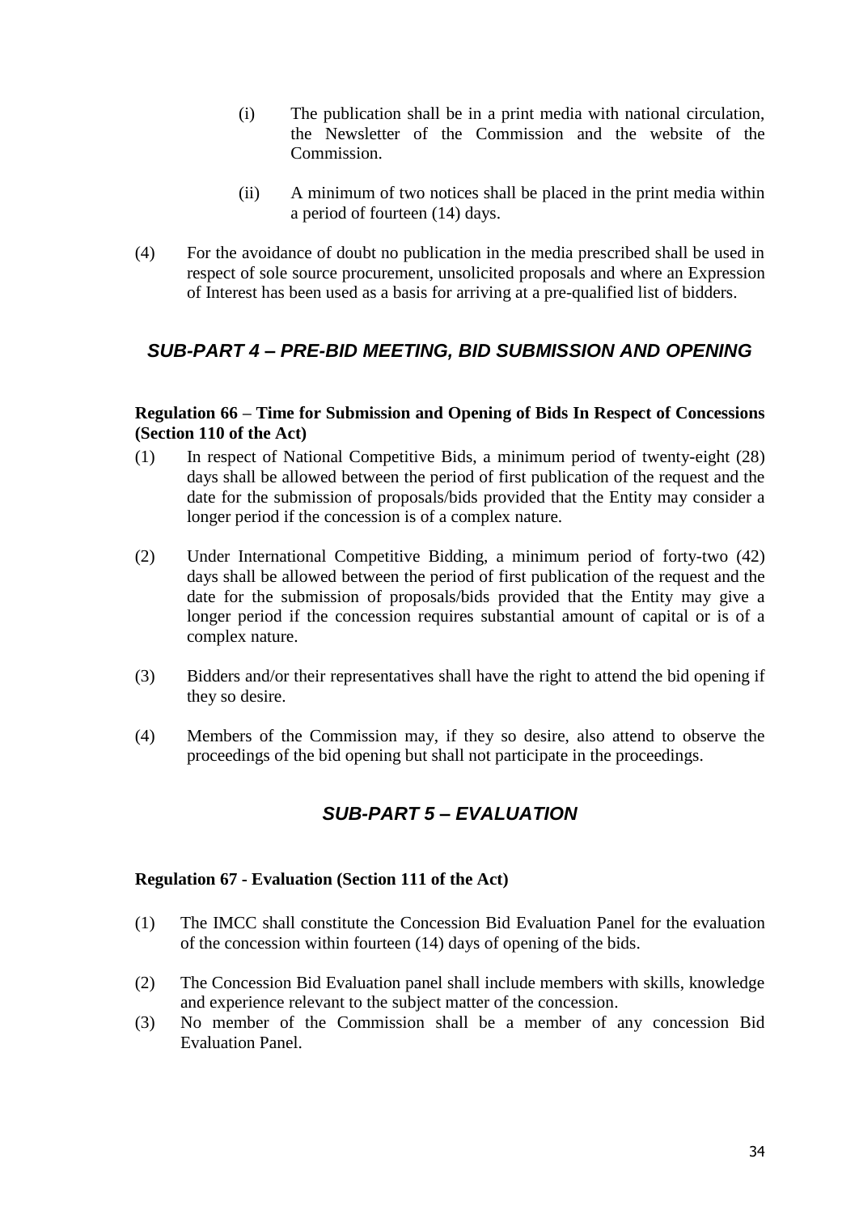(i) The publication shall be in a print media with national circulation, the Newsletter of the Commission and the website of the Commission.

(ii) A minimum of two notices shall be placed in the print media within a period of fourteen (14) days.

(4) For the avoidance of doubt no publication in the media prescribed shall be used in respect of sole source procurement, unsolicited proposals and where an Expression of Interest has been used as a basis for arriving at a pre-qualified list of bidders.

## *SUB-PART 4 – PRE-BID MEETING, BID SUBMISSION AND OPENING*

**Regulation 66 – Time for Submission and Opening of Bids In Respect of Concessions (Section 110 of the Act)**

(1) In respect of National Competitive Bids, a minimum period of twenty-eight (28) days shall be allowed between the period of first publication of the request and the date for the submission of proposals/bids provided that the Entity may consider a longer period if the concession is of a complex nature.

(2) Under International Competitive Bidding, a minimum period of forty-two (42) days shall be allowed between the period of first publication of the request and the date for the submission of proposals/bids provided that the Entity may give a longer period if the concession requires substantial amount of capital or is of a complex nature.

(3) Bidders and/or their representatives shall have the right to attend the bid opening if they so desire.

(4) Members of the Commission may, if they so desire, also attend to observe the proceedings of the bid opening but shall not participate in the proceedings.

## *SUB-PART 5 – EVALUATION*

**Regulation 67 - Evaluation (Section 111 of the Act)**

(1) The IMCC shall constitute the Concession Bid Evaluation Panel for the evaluation of the concession within fourteen (14) days of opening of the bids.

(2) The Concession Bid Evaluation panel shall include members with skills, knowledge and experience relevant to the subject matter of the concession.

(3) No member of the Commission shall be a member of any concession Bid Evaluation Panel.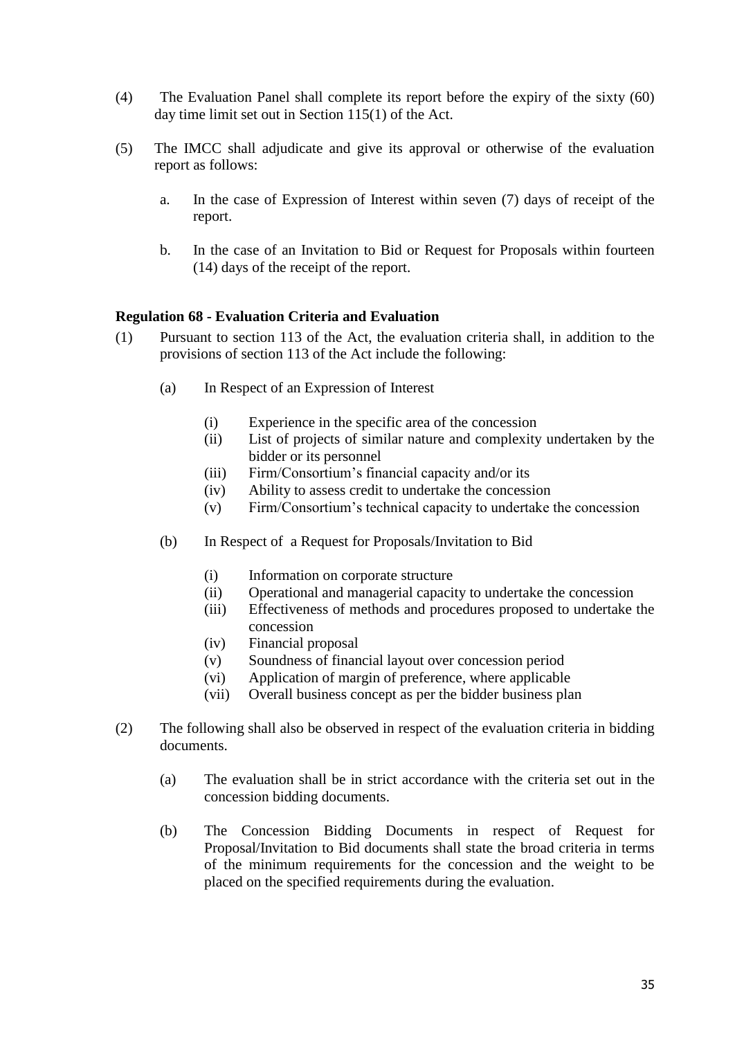(4) The Evaluation Panel shall complete its report before the expiry of the sixty (60) day time limit set out in Section 115(1) of the Act.

(5) The IMCC shall adjudicate and give its approval or otherwise of the evaluation report as follows:

   a. In the case of Expression of Interest within seven (7) days of receipt of the report.

   b. In the case of an Invitation to Bid or Request for Proposals within fourteen (14) days of the receipt of the report.

**Regulation 68 - Evaluation Criteria and Evaluation**

(1) Pursuant to section 113 of the Act, the evaluation criteria shall, in addition to the provisions of section 113 of the Act include the following:

   (a) In Respect of an Expression of Interest

      (i) Experience in the specific area of the concession
      (ii) List of projects of similar nature and complexity undertaken by the bidder or its personnel
      (iii) Firm/Consortium's financial capacity and/or its
      (iv) Ability to assess credit to undertake the concession
      (v) Firm/Consortium's technical capacity to undertake the concession

   (b) In Respect of a Request for Proposals/Invitation to Bid

      (i) Information on corporate structure
      (ii) Operational and managerial capacity to undertake the concession
      (iii) Effectiveness of methods and procedures proposed to undertake the concession
      (iv) Financial proposal
      (v) Soundness of financial layout over concession period
      (vi) Application of margin of preference, where applicable
      (vii) Overall business concept as per the bidder business plan

(2) The following shall also be observed in respect of the evaluation criteria in bidding documents.

   (a) The evaluation shall be in strict accordance with the criteria set out in the concession bidding documents.

   (b) The Concession Bidding Documents in respect of Request for Proposal/Invitation to Bid documents shall state the broad criteria in terms of the minimum requirements for the concession and the weight to be placed on the specified requirements during the evaluation.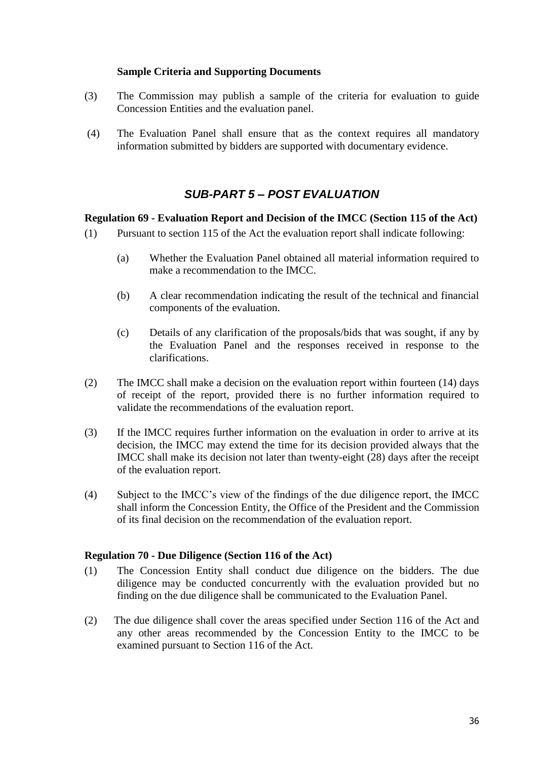**Sample Criteria and Supporting Documents**

(3) The Commission may publish a sample of the criteria for evaluation to guide Concession Entities and the evaluation panel.

(4) The Evaluation Panel shall ensure that as the context requires all mandatory information submitted by bidders are supported with documentary evidence.

## *SUB-PART 5 – POST EVALUATION*

**Regulation 69 - Evaluation Report and Decision of the IMCC (Section 115 of the Act)**

(1) Pursuant to section 115 of the Act the evaluation report shall indicate following:

(a) Whether the Evaluation Panel obtained all material information required to make a recommendation to the IMCC.

(b) A clear recommendation indicating the result of the technical and financial components of the evaluation.

(c) Details of any clarification of the proposals/bids that was sought, if any by the Evaluation Panel and the responses received in response to the clarifications.

(2) The IMCC shall make a decision on the evaluation report within fourteen (14) days of receipt of the report, provided there is no further information required to validate the recommendations of the evaluation report.

(3) If the IMCC requires further information on the evaluation in order to arrive at its decision, the IMCC may extend the time for its decision provided always that the IMCC shall make its decision not later than twenty-eight (28) days after the receipt of the evaluation report.

(4) Subject to the IMCC's view of the findings of the due diligence report, the IMCC shall inform the Concession Entity, the Office of the President and the Commission of its final decision on the recommendation of the evaluation report.

**Regulation 70 - Due Diligence (Section 116 of the Act)**

(1) The Concession Entity shall conduct due diligence on the bidders. The due diligence may be conducted concurrently with the evaluation provided but no finding on the due diligence shall be communicated to the Evaluation Panel.

(2) The due diligence shall cover the areas specified under Section 116 of the Act and any other areas recommended by the Concession Entity to the IMCC to be examined pursuant to Section 116 of the Act.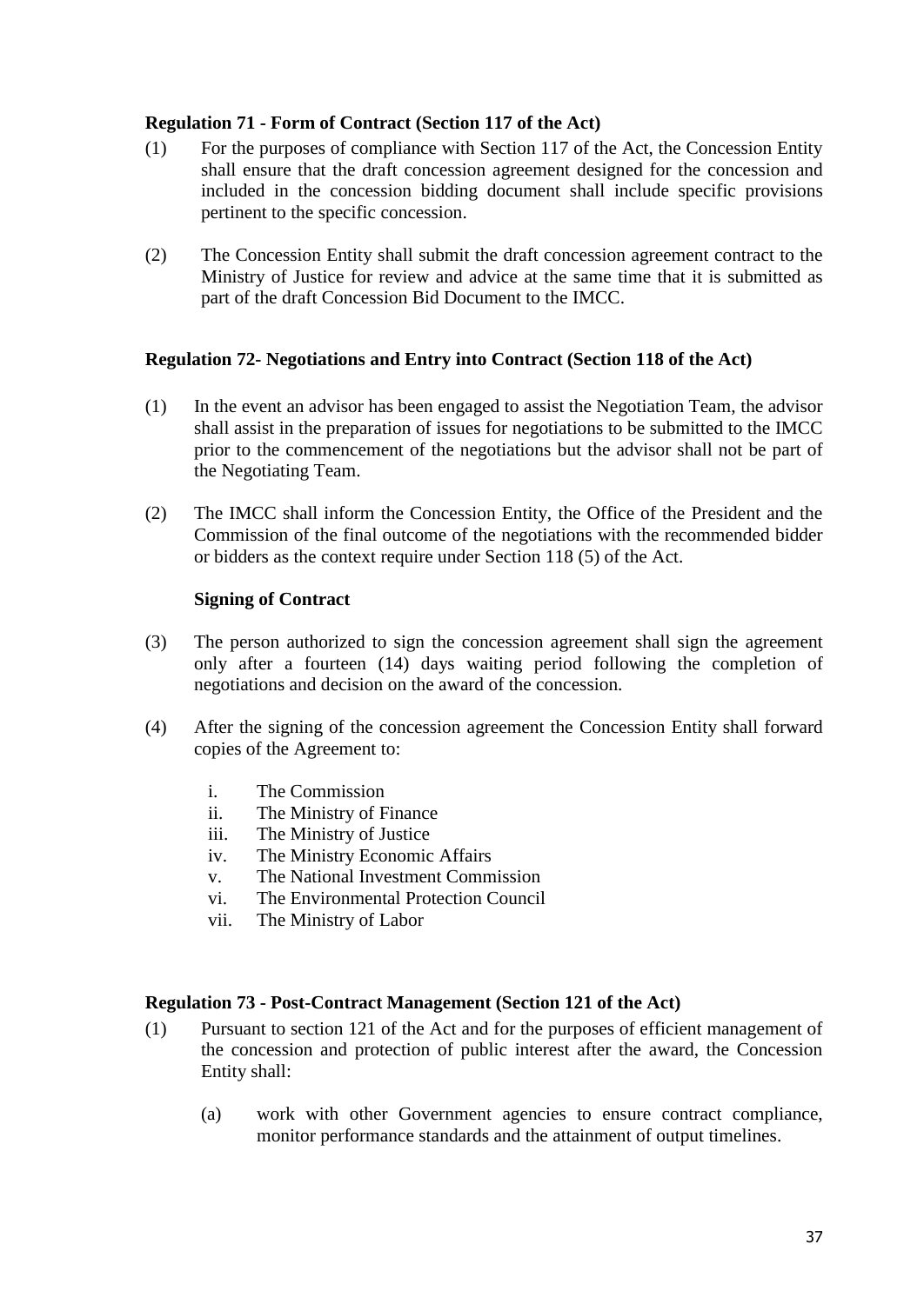### Regulation 71 - Form of Contract (Section 117 of the Act)

(1) For the purposes of compliance with Section 117 of the Act, the Concession Entity shall ensure that the draft concession agreement designed for the concession and included in the concession bidding document shall include specific provisions pertinent to the specific concession.

(2) The Concession Entity shall submit the draft concession agreement contract to the Ministry of Justice for review and advice at the same time that it is submitted as part of the draft Concession Bid Document to the IMCC.

### Regulation 72- Negotiations and Entry into Contract (Section 118 of the Act)

(1) In the event an advisor has been engaged to assist the Negotiation Team, the advisor shall assist in the preparation of issues for negotiations to be submitted to the IMCC prior to the commencement of the negotiations but the advisor shall not be part of the Negotiating Team.

(2) The IMCC shall inform the Concession Entity, the Office of the President and the Commission of the final outcome of the negotiations with the recommended bidder or bidders as the context require under Section 118 (5) of the Act.

**Signing of Contract**

(3) The person authorized to sign the concession agreement shall sign the agreement only after a fourteen (14) days waiting period following the completion of negotiations and decision on the award of the concession.

(4) After the signing of the concession agreement the Concession Entity shall forward copies of the Agreement to:

i. The Commission
ii. The Ministry of Finance
iii. The Ministry of Justice
iv. The Ministry Economic Affairs
v. The National Investment Commission
vi. The Environmental Protection Council
vii. The Ministry of Labor

### Regulation 73 - Post-Contract Management (Section 121 of the Act)

(1) Pursuant to section 121 of the Act and for the purposes of efficient management of the concession and protection of public interest after the award, the Concession Entity shall:

(a) work with other Government agencies to ensure contract compliance, monitor performance standards and the attainment of output timelines.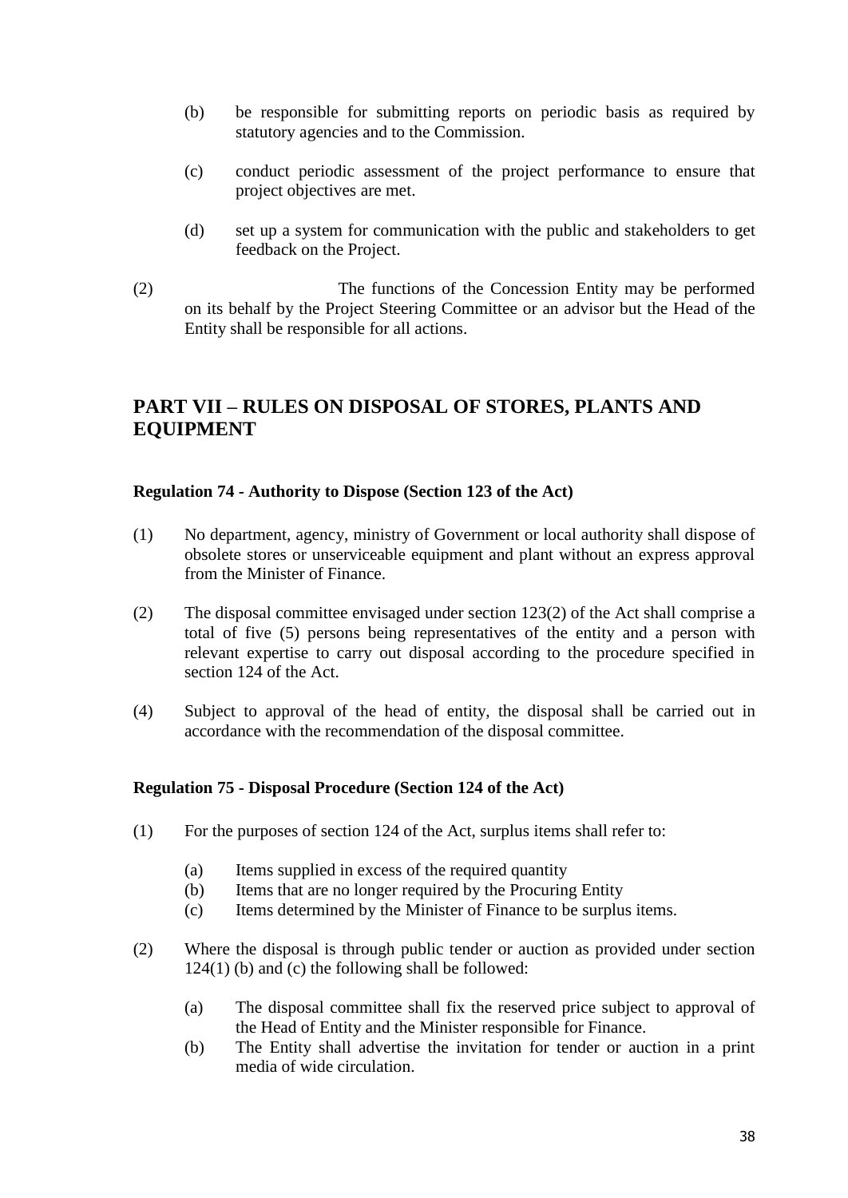(b) be responsible for submitting reports on periodic basis as required by statutory agencies and to the Commission.

(c) conduct periodic assessment of the project performance to ensure that project objectives are met.

(d) set up a system for communication with the public and stakeholders to get feedback on the Project.

(2) The functions of the Concession Entity may be performed on its behalf by the Project Steering Committee or an advisor but the Head of the Entity shall be responsible for all actions.

## PART VII – RULES ON DISPOSAL OF STORES, PLANTS AND EQUIPMENT

**Regulation 74 - Authority to Dispose (Section 123 of the Act)**

(1) No department, agency, ministry of Government or local authority shall dispose of obsolete stores or unserviceable equipment and plant without an express approval from the Minister of Finance.

(2) The disposal committee envisaged under section 123(2) of the Act shall comprise a total of five (5) persons being representatives of the entity and a person with relevant expertise to carry out disposal according to the procedure specified in section 124 of the Act.

(4) Subject to approval of the head of entity, the disposal shall be carried out in accordance with the recommendation of the disposal committee.

**Regulation 75 - Disposal Procedure (Section 124 of the Act)**

(1) For the purposes of section 124 of the Act, surplus items shall refer to:

(a) Items supplied in excess of the required quantity
(b) Items that are no longer required by the Procuring Entity
(c) Items determined by the Minister of Finance to be surplus items.

(2) Where the disposal is through public tender or auction as provided under section 124(1) (b) and (c) the following shall be followed:

(a) The disposal committee shall fix the reserved price subject to approval of the Head of Entity and the Minister responsible for Finance.
(b) The Entity shall advertise the invitation for tender or auction in a print media of wide circulation.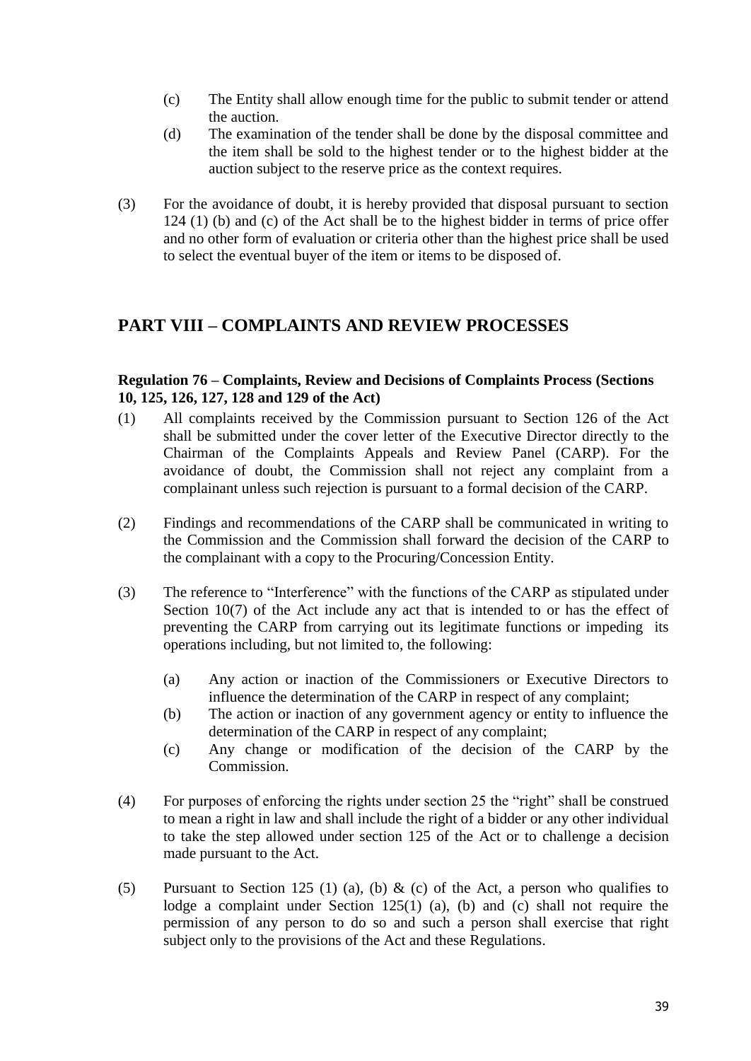(c) The Entity shall allow enough time for the public to submit tender or attend the auction.

(d) The examination of the tender shall be done by the disposal committee and the item shall be sold to the highest tender or to the highest bidder at the auction subject to the reserve price as the context requires.

(3) For the avoidance of doubt, it is hereby provided that disposal pursuant to section 124 (1) (b) and (c) of the Act shall be to the highest bidder in terms of price offer and no other form of evaluation or criteria other than the highest price shall be used to select the eventual buyer of the item or items to be disposed of.

## PART VIII – COMPLAINTS AND REVIEW PROCESSES

**Regulation 76 – Complaints, Review and Decisions of Complaints Process (Sections 10, 125, 126, 127, 128 and 129 of the Act)**

(1) All complaints received by the Commission pursuant to Section 126 of the Act shall be submitted under the cover letter of the Executive Director directly to the Chairman of the Complaints Appeals and Review Panel (CARP). For the avoidance of doubt, the Commission shall not reject any complaint from a complainant unless such rejection is pursuant to a formal decision of the CARP.

(2) Findings and recommendations of the CARP shall be communicated in writing to the Commission and the Commission shall forward the decision of the CARP to the complainant with a copy to the Procuring/Concession Entity.

(3) The reference to "Interference" with the functions of the CARP as stipulated under Section 10(7) of the Act include any act that is intended to or has the effect of preventing the CARP from carrying out its legitimate functions or impeding its operations including, but not limited to, the following:

(a) Any action or inaction of the Commissioners or Executive Directors to influence the determination of the CARP in respect of any complaint;

(b) The action or inaction of any government agency or entity to influence the determination of the CARP in respect of any complaint;

(c) Any change or modification of the decision of the CARP by the Commission.

(4) For purposes of enforcing the rights under section 25 the "right" shall be construed to mean a right in law and shall include the right of a bidder or any other individual to take the step allowed under section 125 of the Act or to challenge a decision made pursuant to the Act.

(5) Pursuant to Section 125 (1) (a), (b) & (c) of the Act, a person who qualifies to lodge a complaint under Section 125(1) (a), (b) and (c) shall not require the permission of any person to do so and such a person shall exercise that right subject only to the provisions of the Act and these Regulations.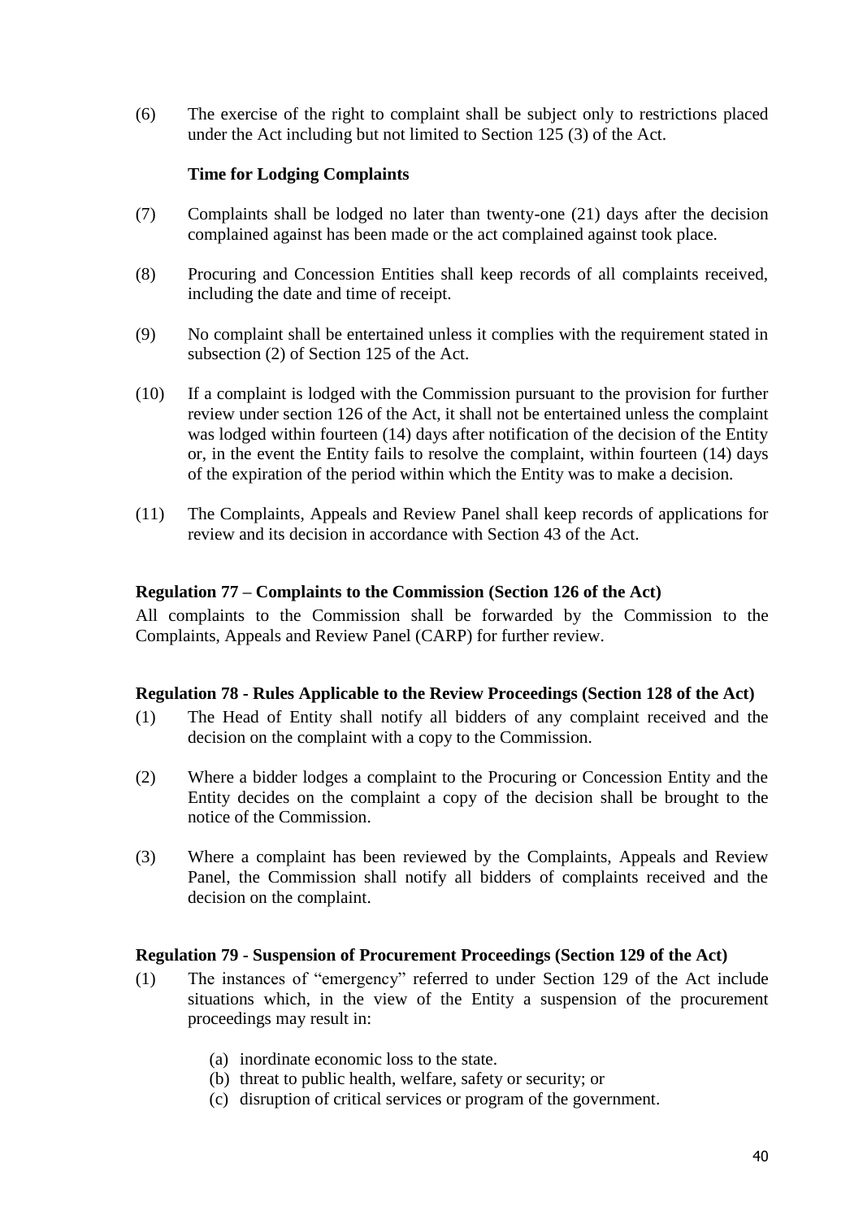(6) The exercise of the right to complaint shall be subject only to restrictions placed under the Act including but not limited to Section 125 (3) of the Act.

**Time for Lodging Complaints**

(7) Complaints shall be lodged no later than twenty-one (21) days after the decision complained against has been made or the act complained against took place.

(8) Procuring and Concession Entities shall keep records of all complaints received, including the date and time of receipt.

(9) No complaint shall be entertained unless it complies with the requirement stated in subsection (2) of Section 125 of the Act.

(10) If a complaint is lodged with the Commission pursuant to the provision for further review under section 126 of the Act, it shall not be entertained unless the complaint was lodged within fourteen (14) days after notification of the decision of the Entity or, in the event the Entity fails to resolve the complaint, within fourteen (14) days of the expiration of the period within which the Entity was to make a decision.

(11) The Complaints, Appeals and Review Panel shall keep records of applications for review and its decision in accordance with Section 43 of the Act.

**Regulation 77 – Complaints to the Commission (Section 126 of the Act)**

All complaints to the Commission shall be forwarded by the Commission to the Complaints, Appeals and Review Panel (CARP) for further review.

**Regulation 78 - Rules Applicable to the Review Proceedings (Section 128 of the Act)**

(1) The Head of Entity shall notify all bidders of any complaint received and the decision on the complaint with a copy to the Commission.

(2) Where a bidder lodges a complaint to the Procuring or Concession Entity and the Entity decides on the complaint a copy of the decision shall be brought to the notice of the Commission.

(3) Where a complaint has been reviewed by the Complaints, Appeals and Review Panel, the Commission shall notify all bidders of complaints received and the decision on the complaint.

**Regulation 79 - Suspension of Procurement Proceedings (Section 129 of the Act)**

(1) The instances of "emergency" referred to under Section 129 of the Act include situations which, in the view of the Entity a suspension of the procurement proceedings may result in:

   (a) inordinate economic loss to the state.
   (b) threat to public health, welfare, safety or security; or
   (c) disruption of critical services or program of the government.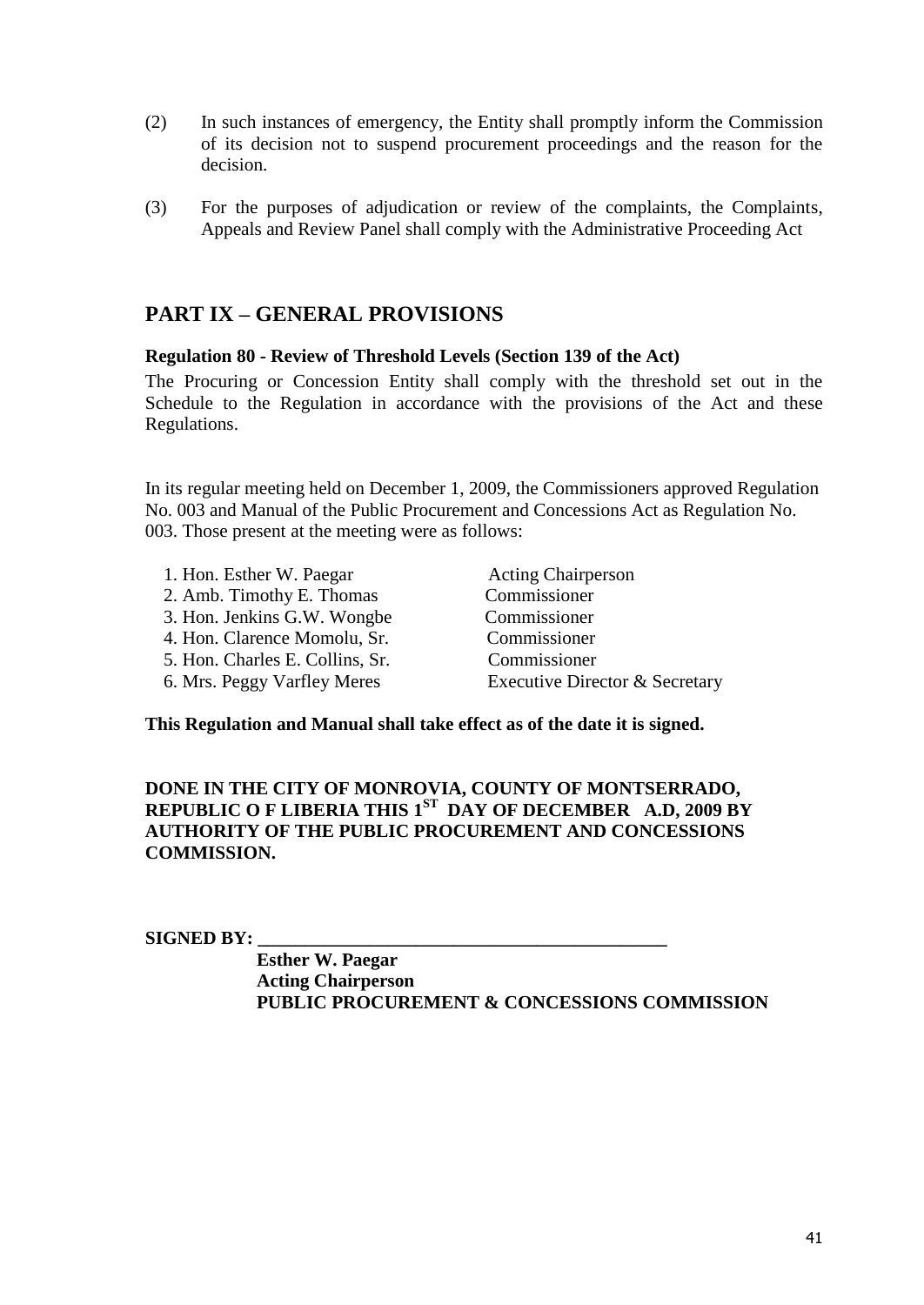(2) In such instances of emergency, the Entity shall promptly inform the Commission of its decision not to suspend procurement proceedings and the reason for the decision.

(3) For the purposes of adjudication or review of the complaints, the Complaints, Appeals and Review Panel shall comply with the Administrative Proceeding Act

## PART IX – GENERAL PROVISIONS

**Regulation 80 - Review of Threshold Levels (Section 139 of the Act)**

The Procuring or Concession Entity shall comply with the threshold set out in the Schedule to the Regulation in accordance with the provisions of the Act and these Regulations.

In its regular meeting held on December 1, 2009, the Commissioners approved Regulation No. 003 and Manual of the Public Procurement and Concessions Act as Regulation No. 003. Those present at the meeting were as follows:

| | |
|---|---|
| 1. Hon. Esther W. Paegar | Acting Chairperson |
| 2. Amb. Timothy E. Thomas | Commissioner |
| 3. Hon. Jenkins G.W. Wongbe | Commissioner |
| 4. Hon. Clarence Momolu, Sr. | Commissioner |
| 5. Hon. Charles E. Collins, Sr. | Commissioner |
| 6. Mrs. Peggy Varfley Meres | Executive Director & Secretary |

**This Regulation and Manual shall take effect as of the date it is signed.**

**DONE IN THE CITY OF MONROVIA, COUNTY OF MONTSERRADO, REPUBLIC O F LIBERIA THIS 1ST DAY OF DECEMBER A.D, 2009 BY AUTHORITY OF THE PUBLIC PROCUREMENT AND CONCESSIONS COMMISSION.**

**SIGNED BY: \_\_\_\_\_\_\_\_\_\_\_\_\_\_\_\_\_\_\_\_\_\_\_\_\_\_\_\_\_\_\_\_\_\_\_\_\_\_\_\_\_\_\_\_**

**Esther W. Paegar**
**Acting Chairperson**
**PUBLIC PROCUREMENT & CONCESSIONS COMMISSION**